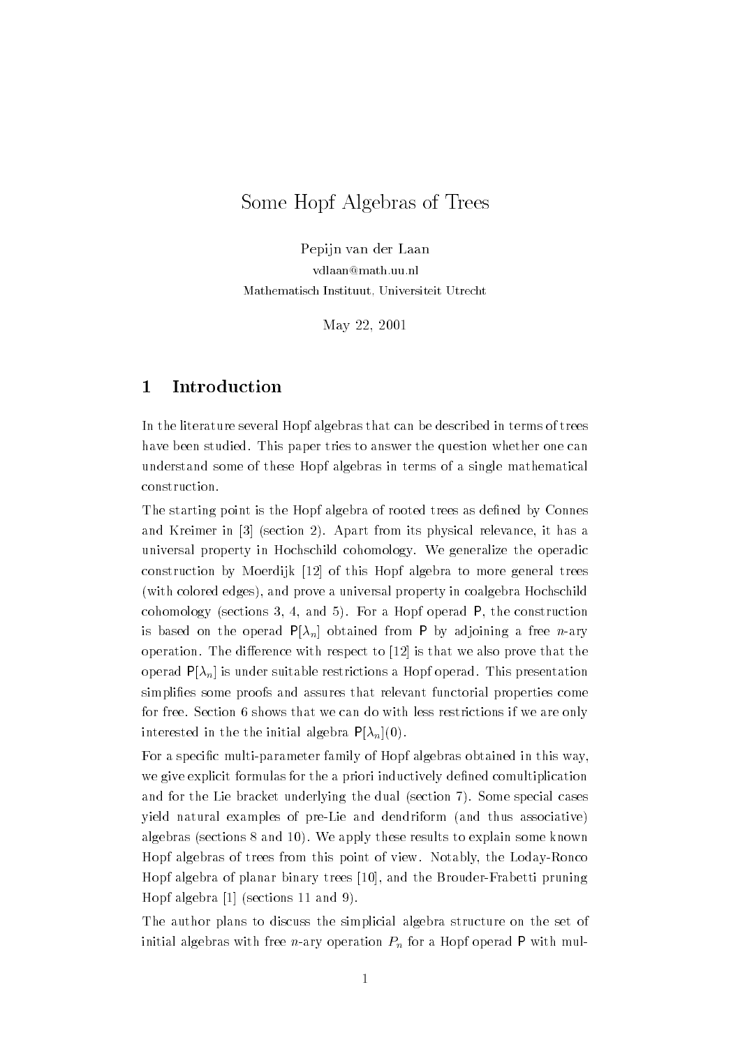# Some Hopf Algebras of Trees

Pepijn van der Laan

vdlaan@math.uu.nl

Mathematisch Instituut, Universiteit Utrecht

May 22, 2001

## 1 Introduction

In the literature several Hopf algebras that can be described in terms of trees have been studied. This paper tries to answer the question whether one can understand some of these Hopf algebras in terms of a single mathematical construction.

The starting point is the Hopf algebra of rooted trees as defined by Connes and Kreimer in [3] (section 2). Apart from its physical relevance, it has a universal property in Hochschild cohomology. We generalize the operadic construction by Moerdijk [12] of this Hopf algebra to more general trees (with colored edges), and prove a universal property in coalgebra Hochschild cohomology (sections 3, 4, and 5). For a Hopf operad $\mathsf{P}$, the construction is based on the operad $\mathsf{P}[\lambda_n]$ obtained from $\mathsf{P}$ by adjoining a free $n$-ary operation. The difference with respect to [12] is that we also prove that the operad $\mathsf{P}[\lambda_n]$ is under suitable restrictions a Hopf operad. This presentation simplifies some proofs and assures that relevant functorial properties come for free. Section 6 shows that we can do with less restrictions if we are only interested in the the initial algebra $\mathsf{P}[\lambda_n](0)$.

For a specific multi-parameter family of Hopf algebras obtained in this way, we give explicit formulas for the a priori inductively defined comultiplication and for the Lie bracket underlying the dual (section 7). Some special cases yield natural examples of pre-Lie and dendriform (and thus associative) algebras (sections 8 and 10). We apply these results to explain some known Hopf algebras of trees from this point of view. Notably, the Loday-Ronco Hopf algebra of planar binary trees [10], and the Brouder-Frabetti pruning Hopf algebra [1] (sections 11 and 9).

The author plans to discuss the simplicial algebra structure on the set of initial algebras with free $n$-ary operation $P_n$ for a Hopf operad $\mathsf{P}$ with mul-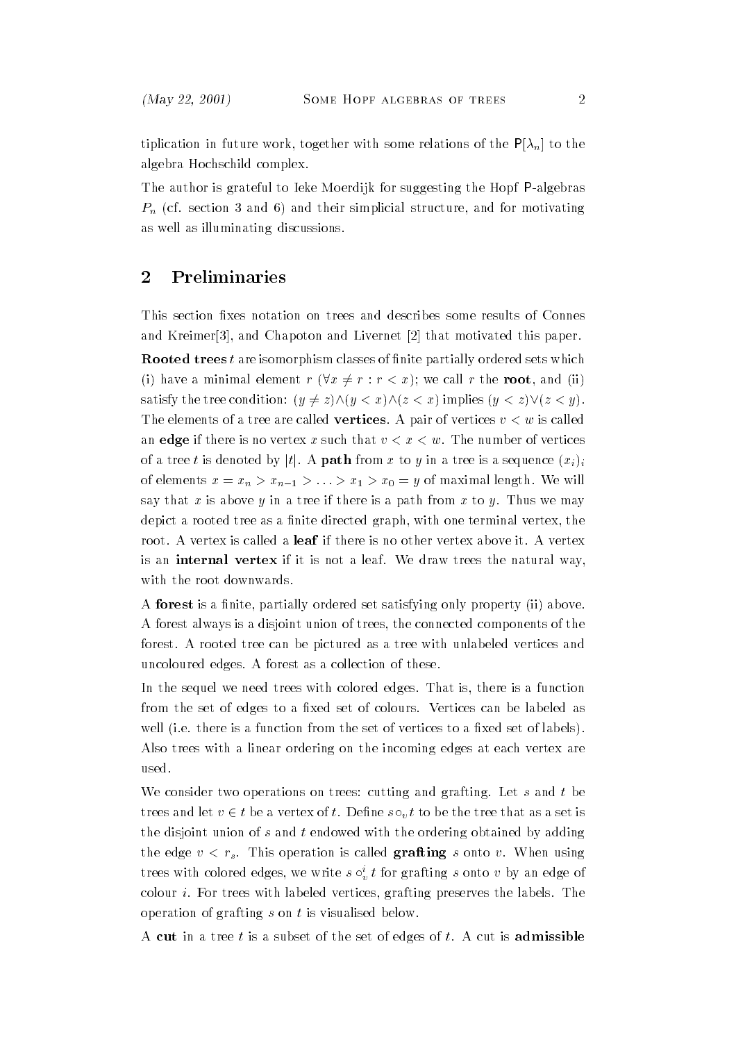tiplication in future work, together with some relations of the $\mathsf{P}[\lambda_n]$ to the algebra Hochschild complex.

The author is grateful to Ieke Moerdijk for suggesting the Hopf $\mathsf{P}$-algebras $P_n$ (cf. section 3 and 6) and their simplicial structure, and for motivating as well as illuminating discussions.

## 2 Preliminaries

This section fixes notation on trees and describes some results of Connes and Kreimer[3], and Chapoton and Livernet [2] that motivated this paper.

**Rooted trees** $t$ are isomorphism classes of finite partially ordered sets which (i) have a minimal element $r$ $(\forall x \neq r : r < x)$; we call $r$ the **root**, and (ii) satisfy the tree condition: $(y \neq z) \wedge (y < x) \wedge (z < x)$ implies $(y < z) \vee (z < y)$. The elements of a tree are called **vertices**. A pair of vertices $v < w$ is called an **edge** if there is no vertex $x$ such that $v < x < w$. The number of vertices of a tree $t$ is denoted by $|t|$. A **path** from $x$ to $y$ in a tree is a sequence $(x_i)_i$ of elements $x = x_n > x_{n-1} > \ldots > x_1 > x_0 = y$ of maximal length. We will say that $x$ is above $y$ in a tree if there is a path from $x$ to $y$. Thus we may depict a rooted tree as a finite directed graph, with one terminal vertex, the root. A vertex is called a **leaf** if there is no other vertex above it. A vertex is an **internal vertex** if it is not a leaf. We draw trees the natural way, with the root downwards.

A **forest** is a finite, partially ordered set satisfying only property (ii) above. A forest always is a disjoint union of trees, the connected components of the forest. A rooted tree can be pictured as a tree with unlabeled vertices and uncoloured edges. A forest as a collection of these.

In the sequel we need trees with colored edges. That is, there is a function from the set of edges to a fixed set of colours. Vertices can be labeled as well (i.e. there is a function from the set of vertices to a fixed set of labels). Also trees with a linear ordering on the incoming edges at each vertex are used.

We consider two operations on trees: cutting and grafting. Let $s$ and $t$ be trees and let $v \in t$ be a vertex of $t$. Define $s \circ_v t$ to be the tree that as a set is the disjoint union of $s$ and $t$ endowed with the ordering obtained by adding the edge $v < r_s$. This operation is called **grafting** $s$ onto $v$. When using trees with colored edges, we write $s \circ_v^i t$ for grafting $s$ onto $v$ by an edge of colour $i$. For trees with labeled vertices, grafting preserves the labels. The operation of grafting $s$ on $t$ is visualised below.

A **cut** in a tree $t$ is a subset of the set of edges of $t$. A cut is **admissible**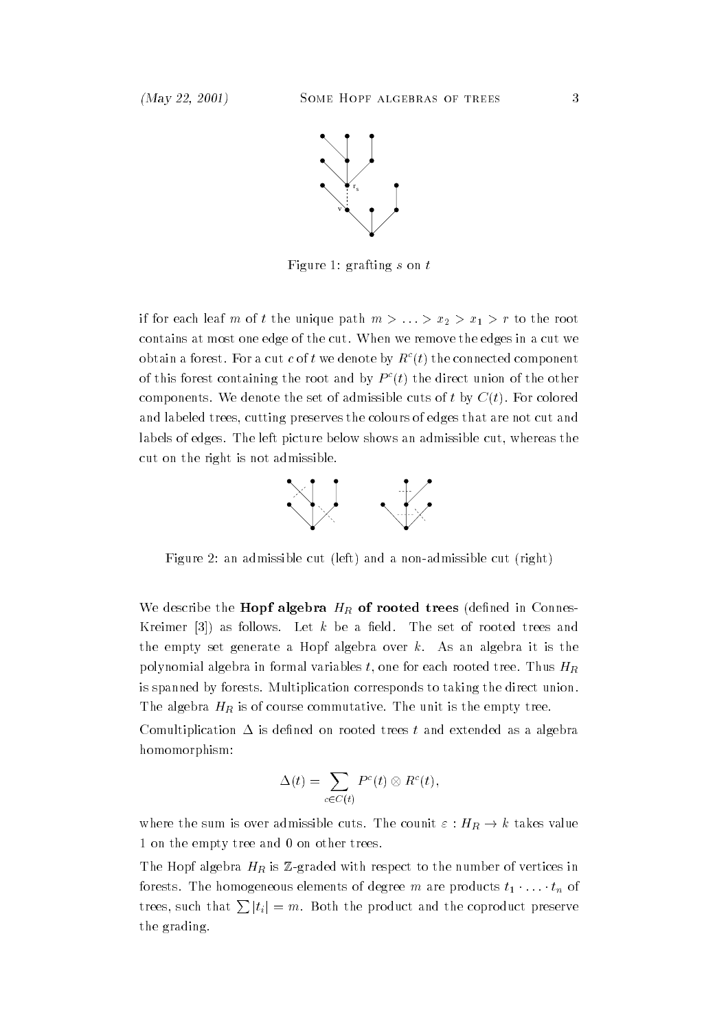Figure 1: grafting $s$ on $t$

if for each leaf $m$ of $t$ the unique path $m > \ldots > x_2 > x_1 > r$ to the root contains at most one edge of the cut. When we remove the edges in a cut we obtain a forest. For a cut $c$ of $t$ we denote by $R^c(t)$ the connected component of this forest containing the root and by $P^c(t)$ the direct union of the other components. We denote the set of admissible cuts of $t$ by $C(t)$. For colored and labeled trees, cutting preserves the colours of edges that are not cut and labels of edges. The left picture below shows an admissible cut, whereas the cut on the right is not admissible.

Figure 2: an admissible cut (left) and a non-admissible cut (right)

We describe the **Hopf algebra $H_R$ of rooted trees** (defined in Connes-Kreimer [3]) as follows. Let $k$ be a field. The set of rooted trees and the empty set generate a Hopf algebra over $k$. As an algebra it is the polynomial algebra in formal variables $t$, one for each rooted tree. Thus $H_R$ is spanned by forests. Multiplication corresponds to taking the direct union. The algebra $H_R$ is of course commutative. The unit is the empty tree.

Comultiplication $\Delta$ is defined on rooted trees $t$ and extended as a algebra homomorphism:

$$\Delta(t) = \sum_{c \in C(t)} P^c(t) \otimes R^c(t),$$

where the sum is over admissible cuts. The counit $\varepsilon : H_R \to k$ takes value 1 on the empty tree and 0 on other trees.

The Hopf algebra $H_R$ is $\mathbb{Z}$-graded with respect to the number of vertices in forests. The homogeneous elements of degree $m$ are products $t_1 \cdot \ldots \cdot t_n$ of trees, such that $\sum |t_i| = m$. Both the product and the coproduct preserve the grading.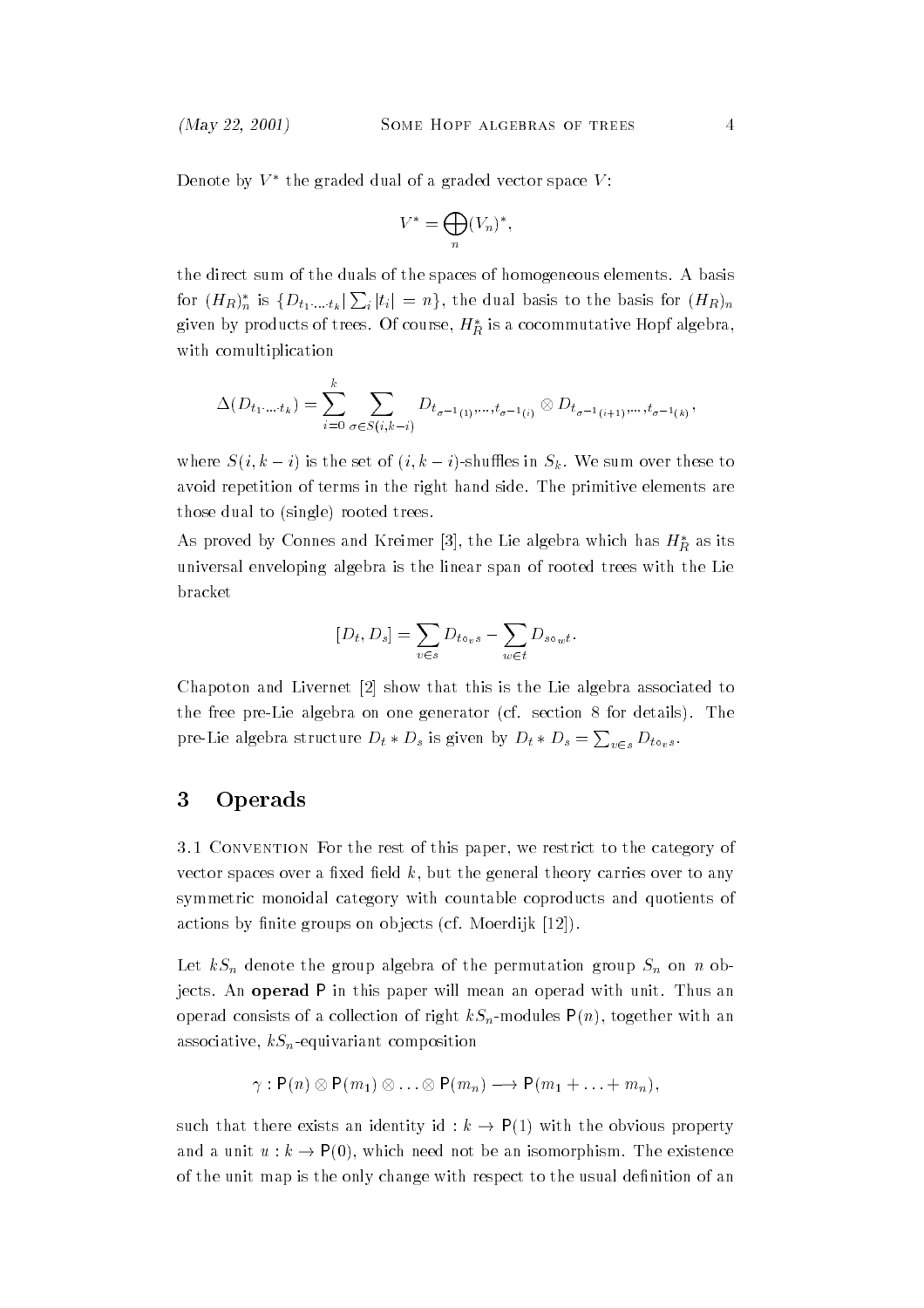Denote by $V^*$ the graded dual of a graded vector space $V$:

$$V^* = \bigoplus_n (V_n)^*,$$

the direct sum of the duals of the spaces of homogeneous elements. A basis for $(H_R)^*_n$ is $\{D_{t_1 \cdot \ldots \cdot t_k} | \sum_i |t_i| = n\}$, the dual basis to the basis for $(H_R)_n$ given by products of trees. Of course, $H_R^*$ is a cocommutative Hopf algebra, with comultiplication

$$\Delta(D_{t_1 \cdot \ldots \cdot t_k}) = \sum_{i=0}^{k} \sum_{\sigma \in S(i,k-i)} D_{t_{\sigma^{-1}(1)}, \ldots, t_{\sigma^{-1}(i)}} \otimes D_{t_{\sigma^{-1}(i+1)}, \ldots, t_{\sigma^{-1}(k)}},$$

where $S(i, k-i)$ is the set of $(i, k-i)$-shuffles in $S_k$. We sum over these to avoid repetition of terms in the right hand side. The primitive elements are those dual to (single) rooted trees.

As proved by Connes and Kreimer [3], the Lie algebra which has $H_R^*$ as its universal enveloping algebra is the linear span of rooted trees with the Lie bracket

$$[D_t, D_s] = \sum_{v \in s} D_{t \circ_v s} - \sum_{w \in t} D_{s \circ_w t}.$$

Chapoton and Livernet [2] show that this is the Lie algebra associated to the free pre-Lie algebra on one generator (cf. section 8 for details). The pre-Lie algebra structure $D_t * D_s$ is given by $D_t * D_s = \sum_{v \in s} D_{t \circ_v s}$.

## 3 Operads

3.1 Convention For the rest of this paper, we restrict to the category of vector spaces over a fixed field $k$, but the general theory carries over to any symmetric monoidal category with countable coproducts and quotients of actions by finite groups on objects (cf. Moerdijk [12]).

Let $kS_n$ denote the group algebra of the permutation group $S_n$ on $n$ objects. An **operad** $\mathsf{P}$ in this paper will mean an operad with unit. Thus an operad consists of a collection of right $kS_n$-modules $\mathsf{P}(n)$, together with an associative, $kS_n$-equivariant composition

$$\gamma : \mathsf{P}(n) \otimes \mathsf{P}(m_1) \otimes \ldots \otimes \mathsf{P}(m_n) \longrightarrow \mathsf{P}(m_1 + \ldots + m_n),$$

such that there exists an identity $\mathrm{id} : k \to \mathsf{P}(1)$ with the obvious property and a unit $u : k \to \mathsf{P}(0)$, which need not be an isomorphism. The existence of the unit map is the only change with respect to the usual definition of an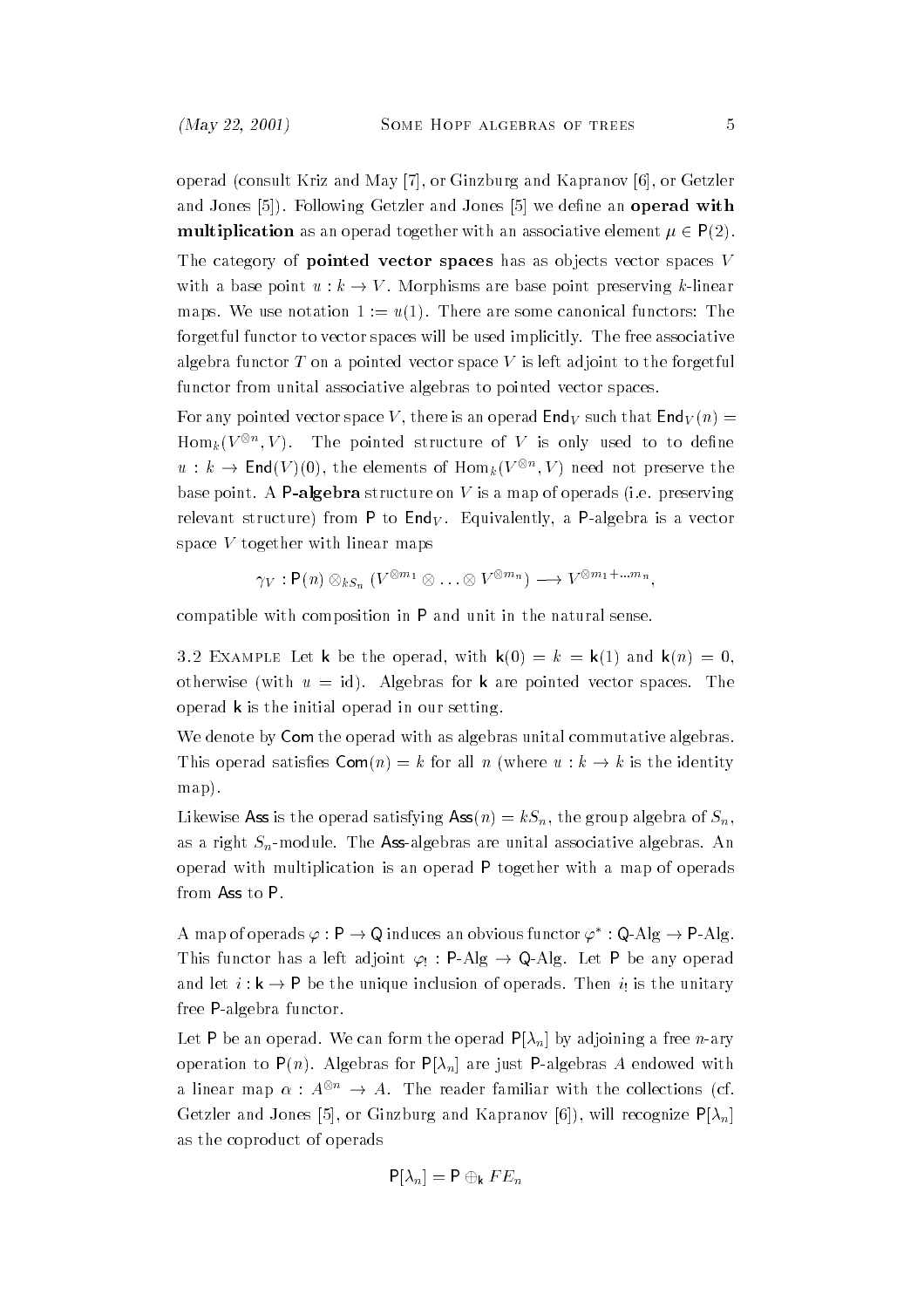operad (consult Kriz and May [7], or Ginzburg and Kapranov [6], or Getzler and Jones [5]). Following Getzler and Jones [5] we define an **operad with multiplication** as an operad together with an associative element $\mu \in \mathsf{P}(2)$.

The category of **pointed vector spaces** has as objects vector spaces $V$ with a base point $u : k \to V$. Morphisms are base point preserving $k$-linear maps. We use notation $1 := u(1)$. There are some canonical functors: The forgetful functor to vector spaces will be used implicitly. The free associative algebra functor $T$ on a pointed vector space $V$ is left adjoint to the forgetful functor from unital associative algebras to pointed vector spaces.

For any pointed vector space $V$, there is an operad $\mathsf{End}_V$ such that $\mathsf{End}_V(n) = \mathrm{Hom}_k(V^{\otimes n}, V)$. The pointed structure of $V$ is only used to to define $u : k \to \mathsf{End}(V)(0)$, the elements of $\mathrm{Hom}_k(V^{\otimes n}, V)$ need not preserve the base point. A **P-algebra** structure on $V$ is a map of operads (i.e. preserving relevant structure) from $\mathsf{P}$ to $\mathsf{End}_V$. Equivalently, a $\mathsf{P}$-algebra is a vector space $V$ together with linear maps

$$\gamma_V : \mathsf{P}(n) \otimes_{kS_n} (V^{\otimes m_1} \otimes \ldots \otimes V^{\otimes m_n}) \longrightarrow V^{\otimes m_1 + \ldots m_n},$$

compatible with composition in $\mathsf{P}$ and unit in the natural sense.

3.2 Example Let $\mathsf{k}$ be the operad, with $\mathsf{k}(0) = k = \mathsf{k}(1)$ and $\mathsf{k}(n) = 0$, otherwise (with $u = \mathrm{id}$). Algebras for $\mathsf{k}$ are pointed vector spaces. The operad $\mathsf{k}$ is the initial operad in our setting.

We denote by $\mathsf{Com}$ the operad with as algebras unital commutative algebras. This operad satisfies $\mathsf{Com}(n) = k$ for all $n$ (where $u : k \to k$ is the identity map).

Likewise $\mathsf{Ass}$ is the operad satisfying $\mathsf{Ass}(n) = kS_n$, the group algebra of $S_n$, as a right $S_n$-module. The $\mathsf{Ass}$-algebras are unital associative algebras. An operad with multiplication is an operad $\mathsf{P}$ together with a map of operads from $\mathsf{Ass}$ to $\mathsf{P}$.

A map of operads $\varphi : \mathsf{P} \to \mathsf{Q}$ induces an obvious functor $\varphi^* : \mathsf{Q}\text{-Alg} \to \mathsf{P}\text{-Alg}$. This functor has a left adjoint $\varphi_! : \mathsf{P}\text{-Alg} \to \mathsf{Q}\text{-Alg}$. Let $\mathsf{P}$ be any operad and let $i : \mathsf{k} \to \mathsf{P}$ be the unique inclusion of operads. Then $i_!$ is the unitary free $\mathsf{P}$-algebra functor.

Let $\mathsf{P}$ be an operad. We can form the operad $\mathsf{P}[\lambda_n]$ by adjoining a free $n$-ary operation to $\mathsf{P}(n)$. Algebras for $\mathsf{P}[\lambda_n]$ are just $\mathsf{P}$-algebras $A$ endowed with a linear map $\alpha : A^{\otimes n} \to A$. The reader familiar with the collections (cf. Getzler and Jones [5], or Ginzburg and Kapranov [6]), will recognize $\mathsf{P}[\lambda_n]$ as the coproduct of operads

$$\mathsf{P}[\lambda_n] = \mathsf{P} \oplus_{\mathsf{k}} FE_n$$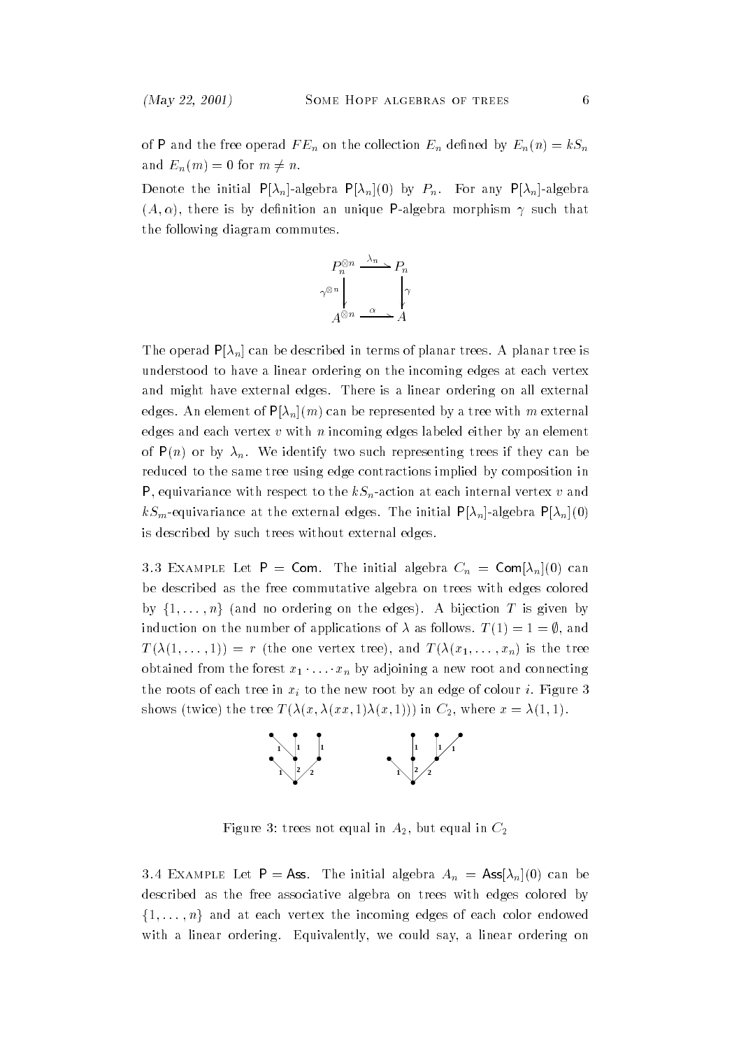of $\mathsf{P}$ and the free operad $FE_n$ on the collection $E_n$ defined by $E_n(n) = kS_n$ and $E_n(m) = 0$ for $m \neq n$.

Denote the initial $\mathsf{P}[\lambda_n]$-algebra $\mathsf{P}[\lambda_n](0)$ by $P_n$. For any $\mathsf{P}[\lambda_n]$-algebra $(A, \alpha)$, there is by definition an unique $\mathsf{P}$-algebra morphism $\gamma$ such that the following diagram commutes.

$$\begin{array}{ccc} P_n^{\otimes n} & \xrightarrow{\lambda_n} & P_n \\ \gamma^{\otimes n} \downarrow & & \downarrow \gamma \\ A^{\otimes n} & \xrightarrow{\alpha} & A \end{array}$$

The operad $\mathsf{P}[\lambda_n]$ can be described in terms of planar trees. A planar tree is understood to have a linear ordering on the incoming edges at each vertex and might have external edges. There is a linear ordering on all external edges. An element of $\mathsf{P}[\lambda_n](m)$ can be represented by a tree with $m$ external edges and each vertex $v$ with $n$ incoming edges labeled either by an element of $\mathsf{P}(n)$ or by $\lambda_n$. We identify two such representing trees if they can be reduced to the same tree using edge contractions implied by composition in $\mathsf{P}$, equivariance with respect to the $kS_n$-action at each internal vertex $v$ and $kS_m$-equivariance at the external edges. The initial $\mathsf{P}[\lambda_n]$-algebra $\mathsf{P}[\lambda_n](0)$ is described by such trees without external edges.

3.3 Example Let $\mathsf{P} = \mathsf{Com}$. The initial algebra $C_n = \mathsf{Com}[\lambda_n](0)$ can be described as the free commutative algebra on trees with edges colored by $\{1, \ldots, n\}$ (and no ordering on the edges). A bijection $T$ is given by induction on the number of applications of $\lambda$ as follows. $T(1) = 1 = \emptyset$, and $T(\lambda(1, \ldots, 1)) = r$ (the one vertex tree), and $T(\lambda(x_1, \ldots, x_n))$ is the tree obtained from the forest $x_1 \cdot \ldots \cdot x_n$ by adjoining a new root and connecting the roots of each tree in $x_i$ to the new root by an edge of colour $i$. Figure 3 shows (twice) the tree $T(\lambda(x, \lambda(xx, 1)\lambda(x, 1)))$ in $C_2$, where $x = \lambda(1, 1)$.

Figure 3: trees not equal in $A_2$, but equal in $C_2$

3.4 Example Let $\mathsf{P} = \mathsf{Ass}$. The initial algebra $A_n = \mathsf{Ass}[\lambda_n](0)$ can be described as the free associative algebra on trees with edges colored by $\{1, \ldots, n\}$ and at each vertex the incoming edges of each color endowed with a linear ordering. Equivalently, we could say, a linear ordering on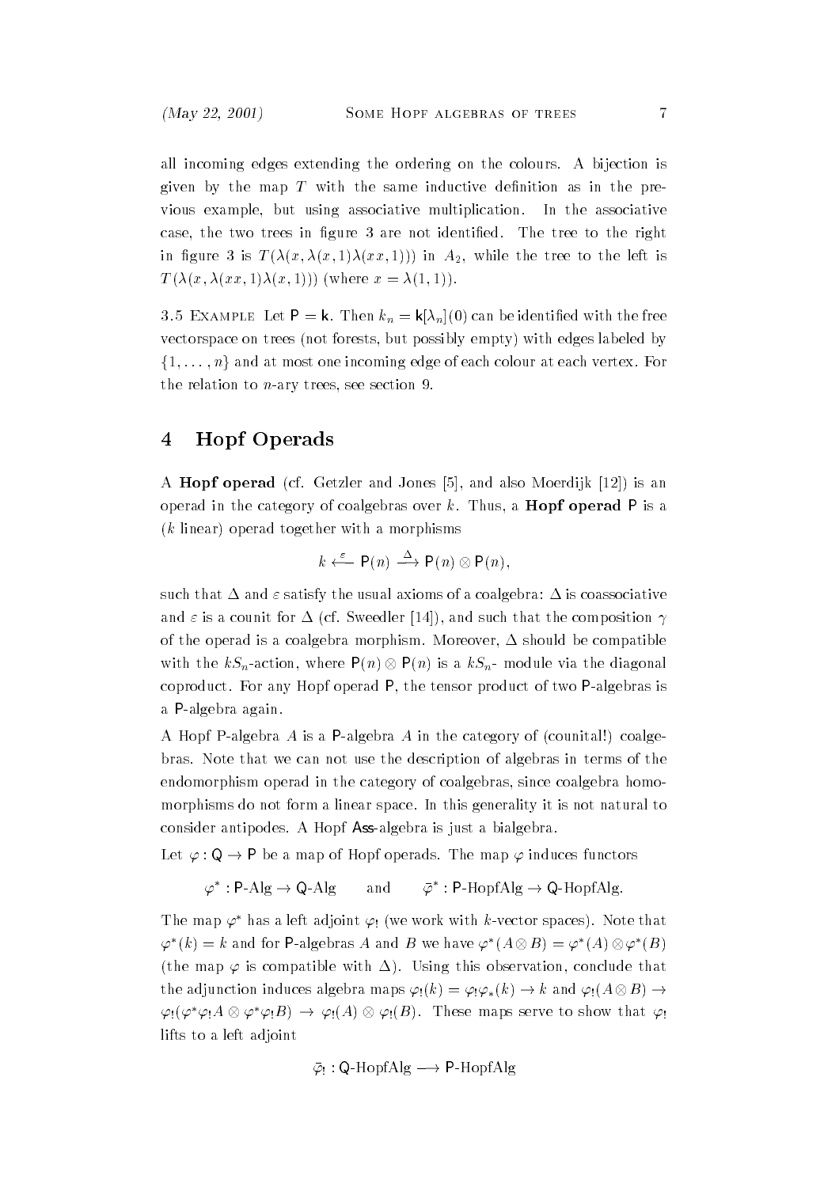all incoming edges extending the ordering on the colours. A bijection is given by the map $T$ with the same inductive definition as in the previous example, but using associative multiplication. In the associative case, the two trees in figure 3 are not identified. The tree to the right in figure 3 is $T(\lambda(x, \lambda(x,1)\lambda(xx,1)))$ in $A_2$, while the tree to the left is $T(\lambda(x, \lambda(xx,1)\lambda(x,1)))$ (where $x = \lambda(1,1)$).

3.5 Example Let $\mathsf{P} = \mathsf{k}$. Then $k_n = \mathsf{k}[\lambda_n](0)$ can be identified with the free vectorspace on trees (not forests, but possibly empty) with edges labeled by $\{1, \ldots, n\}$ and at most one incoming edge of each colour at each vertex. For the relation to $n$-ary trees, see section 9.

# 4 Hopf Operads

A **Hopf operad** (cf. Getzler and Jones [5], and also Moerdijk [12]) is an operad in the category of coalgebras over $k$. Thus, a **Hopf operad** $\mathsf{P}$ is a ($k$ linear) operad together with a morphisms

$$k \xleftarrow{\varepsilon} \mathsf{P}(n) \xrightarrow{\Delta} \mathsf{P}(n) \otimes \mathsf{P}(n),$$

such that $\Delta$ and $\varepsilon$ satisfy the usual axioms of a coalgebra: $\Delta$ is coassociative and $\varepsilon$ is a counit for $\Delta$ (cf. Sweedler [14]), and such that the composition $\gamma$ of the operad is a coalgebra morphism. Moreover, $\Delta$ should be compatible with the $kS_n$-action, where $\mathsf{P}(n) \otimes \mathsf{P}(n)$ is a $kS_n$- module via the diagonal coproduct. For any Hopf operad $\mathsf{P}$, the tensor product of two $\mathsf{P}$-algebras is a $\mathsf{P}$-algebra again.

A Hopf $\mathsf{P}$-algebra $A$ is a $\mathsf{P}$-algebra $A$ in the category of (counital!) coalgebras. Note that we can not use the description of algebras in terms of the endomorphism operad in the category of coalgebras, since coalgebra homomorphisms do not form a linear space. In this generality it is not natural to consider antipodes. A Hopf $\mathsf{Ass}$-algebra is just a bialgebra.

Let $\varphi : \mathsf{Q} \to \mathsf{P}$ be a map of Hopf operads. The map $\varphi$ induces functors

$$\varphi^* : \mathsf{P}\text{-Alg} \to \mathsf{Q}\text{-Alg} \qquad \text{and} \qquad \bar{\varphi}^* : \mathsf{P}\text{-HopfAlg} \to \mathsf{Q}\text{-HopfAlg}.$$

The map $\varphi^*$ has a left adjoint $\varphi_!$ (we work with $k$-vector spaces). Note that $\varphi^*(k) = k$ and for $\mathsf{P}$-algebras $A$ and $B$ we have $\varphi^*(A \otimes B) = \varphi^*(A) \otimes \varphi^*(B)$ (the map $\varphi$ is compatible with $\Delta$). Using this observation, conclude that the adjunction induces algebra maps $\varphi_!(k) = \varphi_! \varphi_*(k) \to k$ and $\varphi_!(A \otimes B) \to \varphi_!(\varphi^* \varphi_! A \otimes \varphi^* \varphi_! B) \to \varphi_!(A) \otimes \varphi_!(B)$. These maps serve to show that $\varphi_!$ lifts to a left adjoint

$$\bar{\varphi}_! : \mathsf{Q}\text{-HopfAlg} \longrightarrow \mathsf{P}\text{-HopfAlg}$$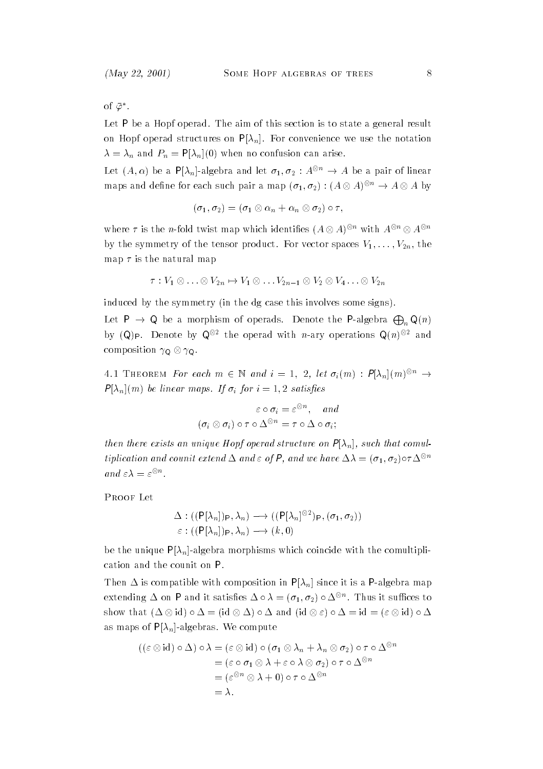of $\bar{\varphi}^*$.

Let $\mathsf{P}$ be a Hopf operad. The aim of this section is to state a general result on Hopf operad structures on $\mathsf{P}[\lambda_n]$. For convenience we use the notation $\lambda = \lambda_n$ and $P_n = \mathsf{P}[\lambda_n](0)$ when no confusion can arise.

Let $(A, \alpha)$ be a $\mathsf{P}[\lambda_n]$-algebra and let $\sigma_1, \sigma_2 : A^{\otimes n} \to A$ be a pair of linear maps and define for each such pair a map $(\sigma_1, \sigma_2) : (A \otimes A)^{\otimes n} \to A \otimes A$ by

$$(\sigma_1, \sigma_2) = (\sigma_1 \otimes \alpha_n + \alpha_n \otimes \sigma_2) \circ \tau,$$

where $\tau$ is the $n$-fold twist map which identifies $(A \otimes A)^{\otimes n}$ with $A^{\otimes n} \otimes A^{\otimes n}$ by the symmetry of the tensor product. For vector spaces $V_1, \ldots, V_{2n}$, the map $\tau$ is the natural map

$$\tau : V_1 \otimes \ldots \otimes V_{2n} \mapsto V_1 \otimes \ldots V_{2n-1} \otimes V_2 \otimes V_4 \ldots \otimes V_{2n}$$

induced by the symmetry (in the dg case this involves some signs).

Let $\mathsf{P} \to \mathsf{Q}$ be a morphism of operads. Denote the $\mathsf{P}$-algebra $\bigoplus_n \mathsf{Q}(n)$ by $(\mathsf{Q})_{\mathsf{P}}$. Denote by $\mathsf{Q}^{\otimes 2}$ the operad with $n$-ary operations $\mathsf{Q}(n)^{\otimes 2}$ and composition $\gamma_{\mathsf{Q}} \otimes \gamma_{\mathsf{Q}}$.

4.1 Theorem *For each $m \in \mathbb{N}$ and $i = 1,\ 2$, let $\sigma_i(m) : P[\lambda_n](m)^{\otimes n} \to P[\lambda_n](m)$ be linear maps. If $\sigma_i$ for $i = 1, 2$ satisfies*

$$\varepsilon \circ \sigma_i = \varepsilon^{\otimes n}, \quad \textit{and}$$
$$(\sigma_i \otimes \sigma_i) \circ \tau \circ \Delta^{\otimes n} = \tau \circ \Delta \circ \sigma_i;$$

*then there exists an unique Hopf operad structure on $\mathsf{P}[\lambda_n]$, such that comultiplication and counit extend $\Delta$ and $\varepsilon$ of $\mathsf{P}$, and we have $\Delta\lambda = (\sigma_1, \sigma_2) \circ \tau \Delta^{\otimes n}$ and $\varepsilon\lambda = \varepsilon^{\otimes n}$.*

Proof Let

$$\Delta : ((\mathsf{P}[\lambda_n])_{\mathsf{P}}, \lambda_n) \longrightarrow ((\mathsf{P}[\lambda_n]^{\otimes 2})_{\mathsf{P}}, (\sigma_1, \sigma_2))$$
$$\varepsilon : ((\mathsf{P}[\lambda_n])_{\mathsf{P}}, \lambda_n) \longrightarrow (k, 0)$$

be the unique $\mathsf{P}[\lambda_n]$-algebra morphisms which coincide with the comultiplication and the counit on $\mathsf{P}$.

Then $\Delta$ is compatible with composition in $\mathsf{P}[\lambda_n]$ since it is a $\mathsf{P}$-algebra map extending $\Delta$ on $\mathsf{P}$ and it satisfies $\Delta \circ \lambda = (\sigma_1, \sigma_2) \circ \Delta^{\otimes n}$. Thus it suffices to show that $(\Delta \otimes \mathrm{id}) \circ \Delta = (\mathrm{id} \otimes \Delta) \circ \Delta$ and $(\mathrm{id} \otimes \varepsilon) \circ \Delta = \mathrm{id} = (\varepsilon \otimes \mathrm{id}) \circ \Delta$ as maps of $\mathsf{P}[\lambda_n]$-algebras. We compute

$$\begin{aligned}
((\varepsilon \otimes \mathrm{id}) \circ \Delta) \circ \lambda &= (\varepsilon \otimes \mathrm{id}) \circ (\sigma_1 \otimes \lambda_n + \lambda_n \otimes \sigma_2) \circ \tau \circ \Delta^{\otimes n} \\
&= (\varepsilon \circ \sigma_1 \otimes \lambda + \varepsilon \circ \lambda \otimes \sigma_2) \circ \tau \circ \Delta^{\otimes n} \\
&= (\varepsilon^{\otimes n} \otimes \lambda + 0) \circ \tau \circ \Delta^{\otimes n} \\
&= \lambda.
\end{aligned}$$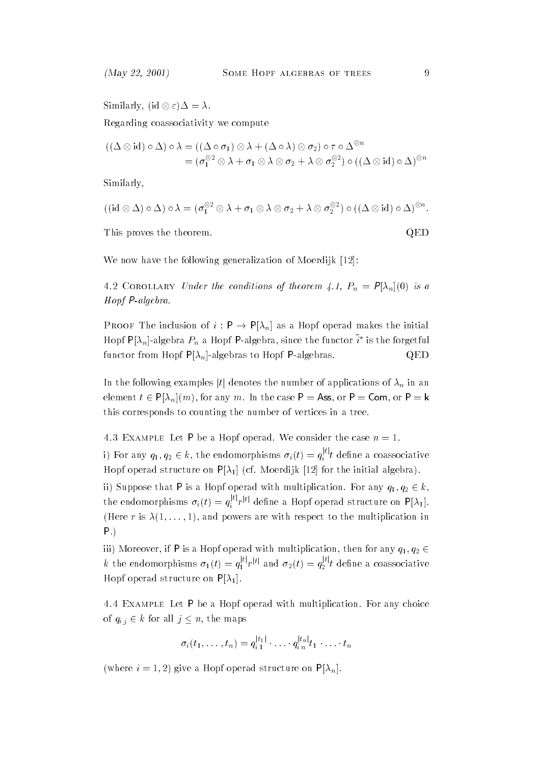Similarly, $(\mathrm{id} \otimes \varepsilon)\Delta = \lambda$.

Regarding coassociativity we compute

$$
\begin{aligned}
((\Delta \otimes \mathrm{id}) \circ \Delta) \circ \lambda &= ((\Delta \circ \sigma_1) \otimes \lambda + (\Delta \circ \lambda) \otimes \sigma_2) \circ \tau \circ \Delta^{\otimes n} \\
&= (\sigma_1^{\otimes 2} \otimes \lambda + \sigma_1 \otimes \lambda \otimes \sigma_2 + \lambda \otimes \sigma_2^{\otimes 2}) \circ ((\Delta \otimes \mathrm{id}) \circ \Delta)^{\otimes n}
\end{aligned}
$$

Similarly,

$$
((\mathrm{id} \otimes \Delta) \circ \Delta) \circ \lambda = (\sigma_1^{\otimes 2} \otimes \lambda + \sigma_1 \otimes \lambda \otimes \sigma_2 + \lambda \otimes \sigma_2^{\otimes 2}) \circ ((\Delta \otimes \mathrm{id}) \circ \Delta)^{\otimes n}.
$$

This proves the theorem. QED

We now have the following generalization of Moerdijk [12]:

4.2 Corollary *Under the conditions of theorem 4.1, $P_n = \mathsf{P}[\lambda_n](0)$ is a Hopf $\mathsf{P}$-algebra.*

Proof The inclusion of $i : \mathsf{P} \to \mathsf{P}[\lambda_n]$ as a Hopf operad makes the initial Hopf $\mathsf{P}[\lambda_n]$-algebra $P_n$ a Hopf $\mathsf{P}$-algebra, since the functor $\bar{i}^*$ is the forgetful functor from Hopf $\mathsf{P}[\lambda_n]$-algebras to Hopf $\mathsf{P}$-algebras. QED

In the following examples $|t|$ denotes the number of applications of $\lambda_n$ in an element $t \in \mathsf{P}[\lambda_n](m)$, for any $m$. In the case $\mathsf{P} = \mathsf{Ass}$, or $\mathsf{P} = \mathsf{Com}$, or $\mathsf{P} = \mathsf{k}$ this corresponds to counting the number of vertices in a tree.

4.3 Example Let $\mathsf{P}$ be a Hopf operad. We consider the case $n = 1$.

i) For any $q_1, q_2 \in k$, the endomorphisms $\sigma_i(t) = q_i^{|t|} t$ define a coassociative Hopf operad structure on $\mathsf{P}[\lambda_1]$ (cf. Moerdijk [12] for the initial algebra).

ii) Suppose that $\mathsf{P}$ is a Hopf operad with multiplication. For any $q_1, q_2 \in k$, the endomorphisms $\sigma_i(t) = q_i^{|t|} r^{|t|}$ define a Hopf operad structure on $\mathsf{P}[\lambda_1]$. (Here $r$ is $\lambda(1, \ldots, 1)$, and powers are with respect to the multiplication in $\mathsf{P}$.)

iii) Moreover, if $\mathsf{P}$ is a Hopf operad with multiplication, then for any $q_1, q_2 \in k$ the endomorphisms $\sigma_1(t) = q_1^{|t|} r^{|t|}$ and $\sigma_2(t) = q_2^{|t|} t$ define a coassociative Hopf operad structure on $\mathsf{P}[\lambda_1]$.

4.4 Example Let $\mathsf{P}$ be a Hopf operad with multiplication. For any choice of $q_{ij} \in k$ for all $j \leq n$, the maps

$$
\sigma_i(t_1, \ldots, t_n) = q_{i\,1}^{|t_1|} \cdot \ldots \cdot q_{i\,n}^{|t_n|} t_1 \cdot \ldots \cdot t_n
$$

(where $i = 1, 2$) give a Hopf operad structure on $\mathsf{P}[\lambda_n]$.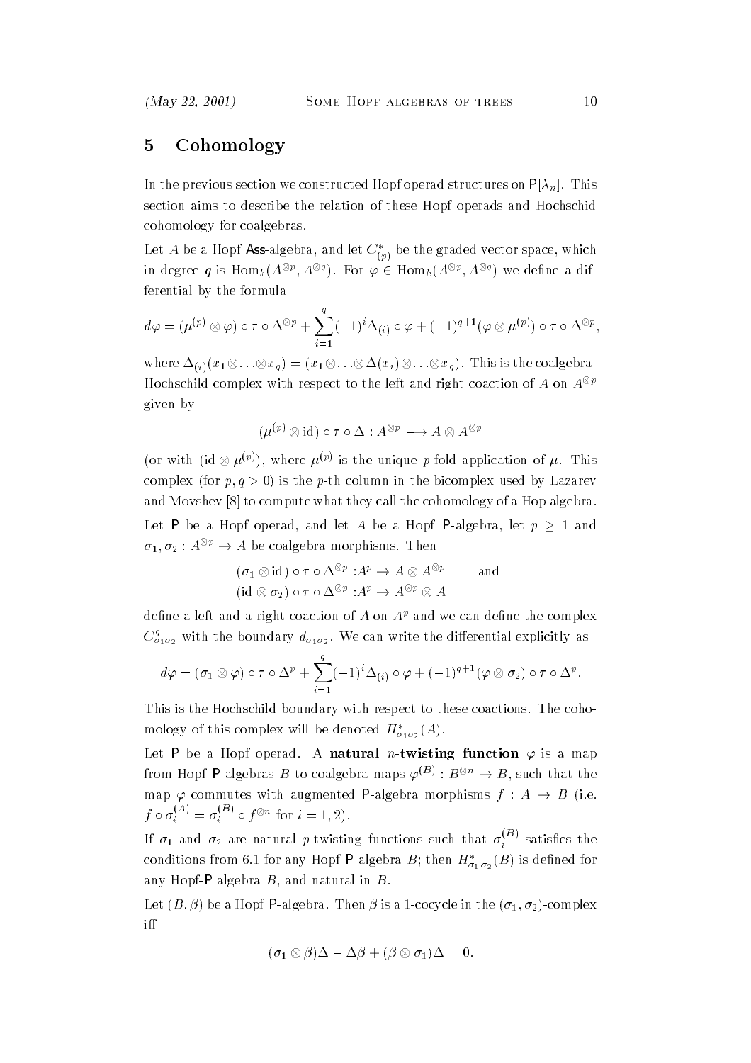## 5 Cohomology

In the previous section we constructed Hopf operad structures on $\mathsf{P}[\lambda_n]$. This section aims to describe the relation of these Hopf operads and Hochschid cohomology for coalgebras.

Let $A$ be a Hopf $\mathsf{Ass}$-algebra, and let $C^*_{(p)}$ be the graded vector space, which in degree $q$ is $\mathrm{Hom}_k(A^{\otimes p}, A^{\otimes q})$. For $\varphi \in \mathrm{Hom}_k(A^{\otimes p}, A^{\otimes q})$ we define a differential by the formula

$$d\varphi = (\mu^{(p)} \otimes \varphi) \circ \tau \circ \Delta^{\otimes p} + \sum_{i=1}^{q} (-1)^i \Delta_{(i)} \circ \varphi + (-1)^{q+1} (\varphi \otimes \mu^{(p)}) \circ \tau \circ \Delta^{\otimes p},$$

where $\Delta_{(i)}(x_1 \otimes \ldots \otimes x_q) = (x_1 \otimes \ldots \otimes \Delta(x_i) \otimes \ldots \otimes x_q)$. This is the coalgebra-Hochschild complex with respect to the left and right coaction of $A$ on $A^{\otimes p}$ given by

$$(\mu^{(p)} \otimes \mathrm{id}) \circ \tau \circ \Delta : A^{\otimes p} \longrightarrow A \otimes A^{\otimes p}$$

(or with $(\mathrm{id} \otimes \mu^{(p)})$, where $\mu^{(p)}$ is the unique $p$-fold application of $\mu$. This complex (for $p, q > 0$) is the $p$-th column in the bicomplex used by Lazarev and Movshev [8] to compute what they call the cohomology of a Hop algebra.

Let $\mathsf{P}$ be a Hopf operad, and let $A$ be a Hopf $\mathsf{P}$-algebra, let $p \geq 1$ and $\sigma_1, \sigma_2 : A^{\otimes p} \to A$ be coalgebra morphisms. Then

$$\begin{aligned} (\sigma_1 \otimes \mathrm{id}) \circ \tau \circ \Delta^{\otimes p} &: A^p \to A \otimes A^{\otimes p} \qquad \text{and} \\ (\mathrm{id} \otimes \sigma_2) \circ \tau \circ \Delta^{\otimes p} &: A^p \to A^{\otimes p} \otimes A \end{aligned}$$

define a left and a right coaction of $A$ on $A^p$ and we can define the complex $C^q_{\sigma_1 \sigma_2}$ with the boundary $d_{\sigma_1 \sigma_2}$. We can write the differential explicitly as

$$d\varphi = (\sigma_1 \otimes \varphi) \circ \tau \circ \Delta^p + \sum_{i=1}^{q} (-1)^i \Delta_{(i)} \circ \varphi + (-1)^{q+1} (\varphi \otimes \sigma_2) \circ \tau \circ \Delta^p.$$

This is the Hochschild boundary with respect to these coactions. The cohomology of this complex will be denoted $H^*_{\sigma_1 \sigma_2}(A)$.

Let $\mathsf{P}$ be a Hopf operad. A **natural $n$-twisting function** $\varphi$ is a map from Hopf $\mathsf{P}$-algebras $B$ to coalgebra maps $\varphi^{(B)} : B^{\otimes n} \to B$, such that the map $\varphi$ commutes with augmented $\mathsf{P}$-algebra morphisms $f : A \to B$ (i.e. $f \circ \sigma_i^{(A)} = \sigma_i^{(B)} \circ f^{\otimes n}$ for $i = 1, 2$).

If $\sigma_1$ and $\sigma_2$ are natural $p$-twisting functions such that $\sigma_i^{(B)}$ satisfies the conditions from 6.1 for any Hopf $\mathsf{P}$ algebra $B$; then $H^*_{\sigma_1 \sigma_2}(B)$ is defined for any Hopf-$\mathsf{P}$ algebra $B$, and natural in $B$.

Let $(B, \beta)$ be a Hopf $\mathsf{P}$-algebra. Then $\beta$ is a 1-cocycle in the $(\sigma_1, \sigma_2)$-complex iff

$$(\sigma_1 \otimes \beta)\Delta - \Delta\beta + (\beta \otimes \sigma_1)\Delta = 0.$$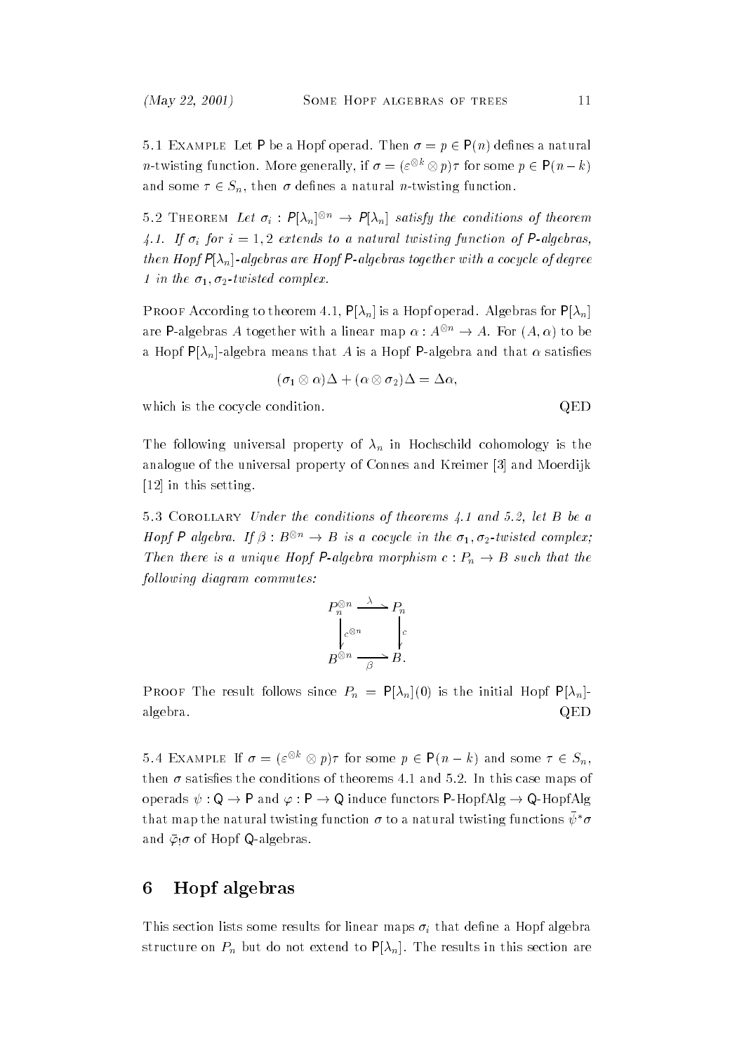5.1 Example Let $\mathsf{P}$ be a Hopf operad. Then $\sigma = p \in \mathsf{P}(n)$ defines a natural $n$-twisting function. More generally, if $\sigma = (\varepsilon^{\otimes k} \otimes p)\tau$ for some $p \in \mathsf{P}(n-k)$ and some $\tau \in S_n$, then $\sigma$ defines a natural $n$-twisting function.

5.2 Theorem *Let $\sigma_i : \mathsf{P}[\lambda_n]^{\otimes n} \to \mathsf{P}[\lambda_n]$ satisfy the conditions of theorem 4.1. If $\sigma_i$ for $i = 1, 2$ extends to a natural twisting function of $\mathsf{P}$-algebras, then Hopf $\mathsf{P}[\lambda_n]$-algebras are Hopf $\mathsf{P}$-algebras together with a cocycle of degree 1 in the $\sigma_1, \sigma_2$-twisted complex.*

Proof According to theorem 4.1, $\mathsf{P}[\lambda_n]$ is a Hopf operad. Algebras for $\mathsf{P}[\lambda_n]$ are $\mathsf{P}$-algebras $A$ together with a linear map $\alpha : A^{\otimes n} \to A$. For $(A, \alpha)$ to be a Hopf $\mathsf{P}[\lambda_n]$-algebra means that $A$ is a Hopf $\mathsf{P}$-algebra and that $\alpha$ satisfies

$$(\sigma_1 \otimes \alpha)\Delta + (\alpha \otimes \sigma_2)\Delta = \Delta\alpha,$$

which is the cocycle condition. QED

The following universal property of $\lambda_n$ in Hochschild cohomology is the analogue of the universal property of Connes and Kreimer [3] and Moerdijk [12] in this setting.

5.3 Corollary *Under the conditions of theorems 4.1 and 5.2, let $B$ be a Hopf $\mathsf{P}$ algebra. If $\beta : B^{\otimes n} \to B$ is a cocycle in the $\sigma_1, \sigma_2$-twisted complex; Then there is a unique Hopf $\mathsf{P}$-algebra morphism $c : P_n \to B$ such that the following diagram commutes:*

$$\begin{array}{ccc} P_n^{\otimes n} & \xrightarrow{\lambda} & P_n \\ \big\downarrow{\scriptstyle c^{\otimes n}} & & \big\downarrow{\scriptstyle c} \\ B^{\otimes n} & \xrightarrow[\beta]{} & B. \end{array}$$

Proof The result follows since $P_n = \mathsf{P}[\lambda_n](0)$ is the initial Hopf $\mathsf{P}[\lambda_n]$-algebra. QED

5.4 Example If $\sigma = (\varepsilon^{\otimes k} \otimes p)\tau$ for some $p \in \mathsf{P}(n-k)$ and some $\tau \in S_n$, then $\sigma$ satisfies the conditions of theorems 4.1 and 5.2. In this case maps of operads $\psi : \mathsf{Q} \to \mathsf{P}$ and $\varphi : \mathsf{P} \to \mathsf{Q}$ induce functors $\mathsf{P}$-HopfAlg $\to$ $\mathsf{Q}$-HopfAlg that map the natural twisting function $\sigma$ to a natural twisting functions $\bar{\psi}^*\sigma$ and $\bar{\varphi}_!\sigma$ of Hopf $\mathsf{Q}$-algebras.

## 6 Hopf algebras

This section lists some results for linear maps $\sigma_i$ that define a Hopf algebra structure on $P_n$ but do not extend to $\mathsf{P}[\lambda_n]$. The results in this section are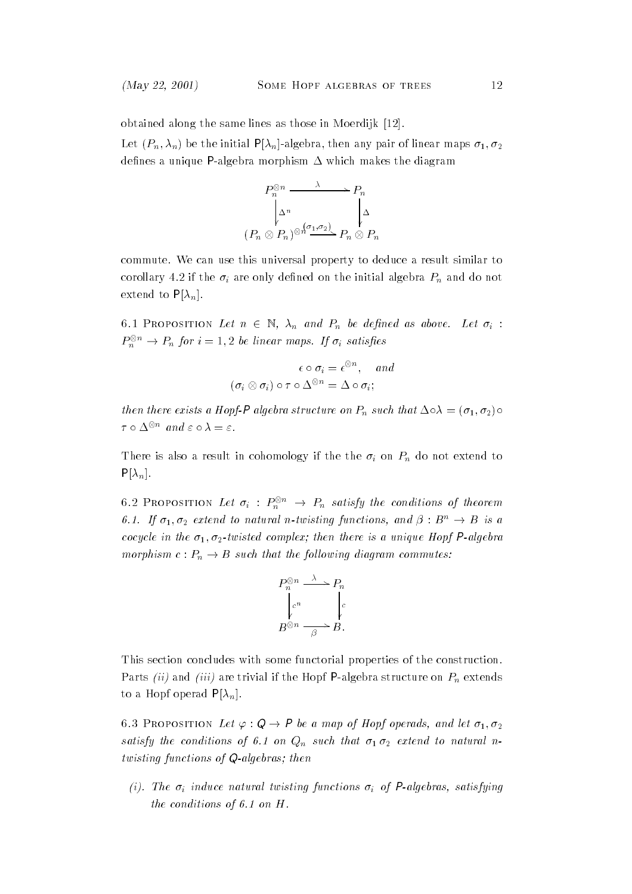obtained along the same lines as those in Moerdijk [12].

Let $(P_n, \lambda_n)$ be the initial $\mathsf{P}[\lambda_n]$-algebra, then any pair of linear maps $\sigma_1, \sigma_2$ defines a unique $\mathsf{P}$-algebra morphism $\Delta$ which makes the diagram

$$\begin{array}{ccc} P_n^{\otimes n} & \xrightarrow{\lambda} & P_n \\ \Big\downarrow \Delta^n & & \Big\downarrow \Delta \\ (P_n \otimes P_n)^{\otimes n} & \xrightarrow{(\sigma_1, \sigma_2)} & P_n \otimes P_n \end{array}$$

commute. We can use this universal property to deduce a result similar to corollary 4.2 if the $\sigma_i$ are only defined on the initial algebra $P_n$ and do not extend to $\mathsf{P}[\lambda_n]$.

6.1 Proposition *Let $n \in \mathbb{N}$, $\lambda_n$ and $P_n$ be defined as above. Let $\sigma_i : P_n^{\otimes n} \to P_n$ for $i = 1, 2$ be linear maps. If $\sigma_i$ satisfies*

$$\epsilon \circ \sigma_i = \epsilon^{\otimes n}, \quad and$$
$$(\sigma_i \otimes \sigma_i) \circ \tau \circ \Delta^{\otimes n} = \Delta \circ \sigma_i;$$

*then there exists a Hopf-$\mathsf{P}$ algebra structure on $P_n$ such that $\Delta \circ \lambda = (\sigma_1, \sigma_2) \circ \tau \circ \Delta^{\otimes n}$ and $\varepsilon \circ \lambda = \varepsilon$.*

There is also a result in cohomology if the the $\sigma_i$ on $P_n$ do not extend to $\mathsf{P}[\lambda_n]$.

6.2 Proposition *Let $\sigma_i : P_n^{\otimes n} \to P_n$ satisfy the conditions of theorem 6.1. If $\sigma_1, \sigma_2$ extend to natural $n$-twisting functions, and $\beta : B^n \to B$ is a cocycle in the $\sigma_1, \sigma_2$-twisted complex; then there is a unique Hopf $\mathsf{P}$-algebra morphism $c : P_n \to B$ such that the following diagram commutes:*

$$\begin{array}{ccc} P_n^{\otimes n} & \xrightarrow{\lambda} & P_n \\ \Big\downarrow c^n & & \Big\downarrow c \\ B^{\otimes n} & \xrightarrow[\beta]{} & B. \end{array}$$

This section concludes with some functorial properties of the construction. Parts *(ii)* and *(iii)* are trivial if the Hopf $\mathsf{P}$-algebra structure on $P_n$ extends to a Hopf operad $\mathsf{P}[\lambda_n]$.

6.3 Proposition *Let $\varphi : \mathsf{Q} \to \mathsf{P}$ be a map of Hopf operads, and let $\sigma_1, \sigma_2$ satisfy the conditions of 6.1 on $Q_n$ such that $\sigma_1 \sigma_2$ extend to natural $n$-twisting functions of $\mathsf{Q}$-algebras; then*

*(i). The $\sigma_i$ induce natural twisting functions $\sigma_i$ of $\mathsf{P}$-algebras, satisfying the conditions of 6.1 on $H$.*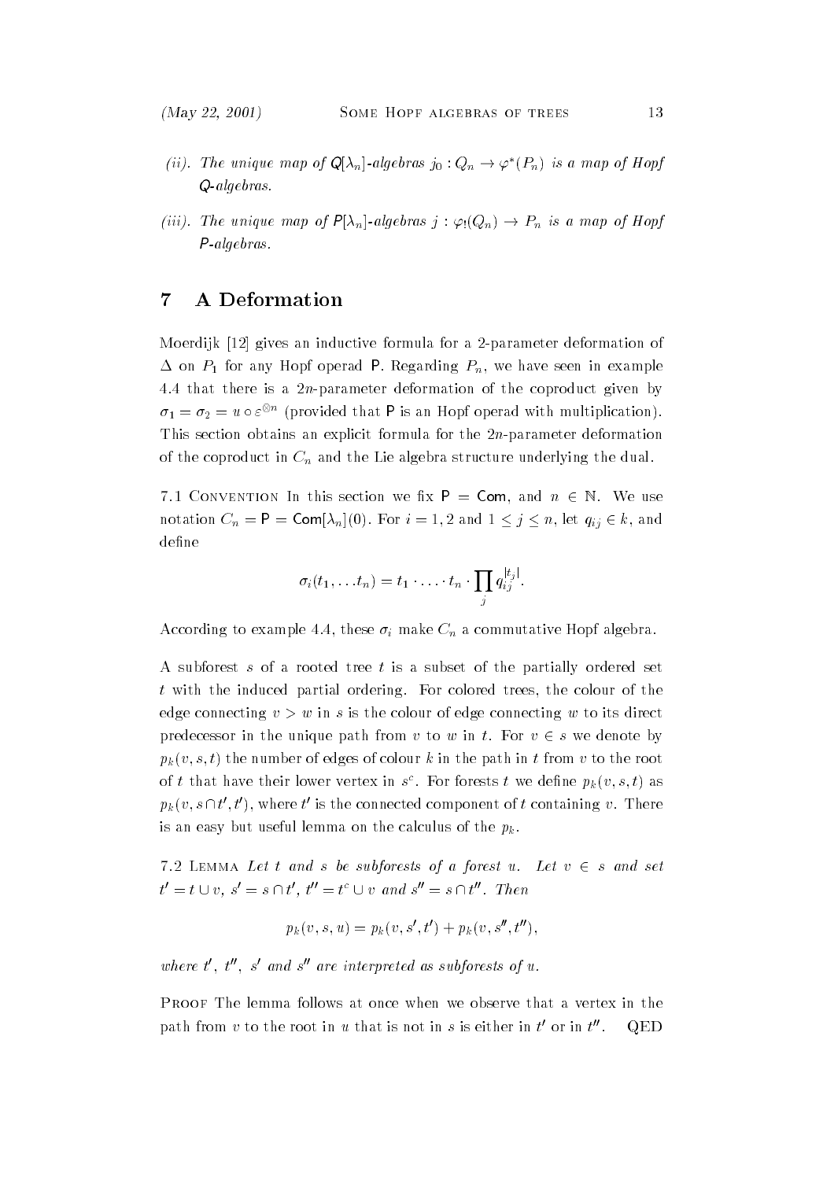*(ii). The unique map of $\mathsf{Q}[\lambda_n]$-algebras $j_0 : Q_n \to \varphi^*(P_n)$ is a map of Hopf $\mathsf{Q}$-algebras.*

*(iii). The unique map of $\mathsf{P}[\lambda_n]$-algebras $j : \varphi_!(Q_n) \to P_n$ is a map of Hopf $\mathsf{P}$-algebras.*

## 7 A Deformation

Moerdijk [12] gives an inductive formula for a 2-parameter deformation of $\Delta$ on $P_1$ for any Hopf operad $\mathsf{P}$. Regarding $P_n$, we have seen in example 4.4 that there is a $2n$-parameter deformation of the coproduct given by $\sigma_1 = \sigma_2 = u \circ \varepsilon^{\otimes n}$ (provided that $\mathsf{P}$ is an Hopf operad with multiplication). This section obtains an explicit formula for the $2n$-parameter deformation of the coproduct in $C_n$ and the Lie algebra structure underlying the dual.

7.1 Convention In this section we fix $\mathsf{P} = \mathsf{Com}$, and $n \in \mathbb{N}$. We use notation $C_n = \mathsf{P} = \mathsf{Com}[\lambda_n](0)$. For $i = 1, 2$ and $1 \leq j \leq n$, let $q_{ij} \in k$, and define

$$\sigma_i(t_1, \ldots t_n) = t_1 \cdot \ldots \cdot t_n \cdot \prod_j q_{ij}^{|t_j|}.$$

According to example 4.4, these $\sigma_i$ make $C_n$ a commutative Hopf algebra.

A subforest $s$ of a rooted tree $t$ is a subset of the partially ordered set $t$ with the induced partial ordering. For colored trees, the colour of the edge connecting $v > w$ in $s$ is the colour of edge connecting $w$ to its direct predecessor in the unique path from $v$ to $w$ in $t$. For $v \in s$ we denote by $p_k(v, s, t)$ the number of edges of colour $k$ in the path in $t$ from $v$ to the root of $t$ that have their lower vertex in $s^c$. For forests $t$ we define $p_k(v, s, t)$ as $p_k(v, s \cap t', t')$, where $t'$ is the connected component of $t$ containing $v$. There is an easy but useful lemma on the calculus of the $p_k$.

7.2 Lemma *Let $t$ and $s$ be subforests of a forest $u$. Let $v \in s$ and set $t' = t \cup v$, $s' = s \cap t'$, $t'' = t^c \cup v$ and $s'' = s \cap t''$. Then*

$$p_k(v, s, u) = p_k(v, s', t') + p_k(v, s'', t''),$$

*where $t'$, $t''$, $s'$ and $s''$ are interpreted as subforests of $u$.*

Proof The lemma follows at once when we observe that a vertex in the path from $v$ to the root in $u$ that is not in $s$ is either in $t'$ or in $t''$. QED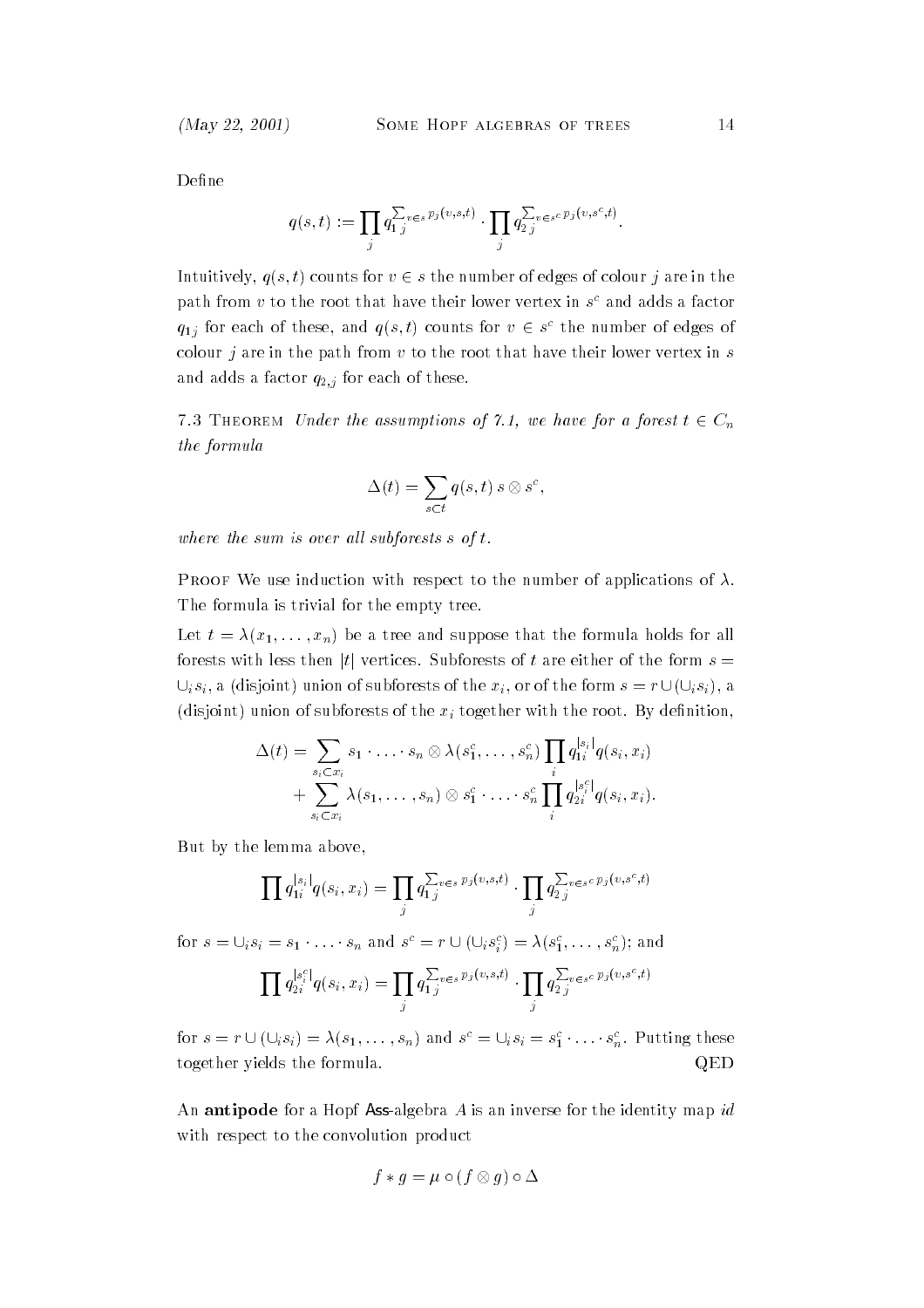Define

$$q(s,t) := \prod_j q_{1\,j}^{\sum_{v\in s} p_j(v,s,t)} \cdot \prod_j q_{2\,j}^{\sum_{v\in s^c} p_j(v,s^c,t)}.$$

Intuitively, $q(s,t)$ counts for $v \in s$ the number of edges of colour $j$ are in the path from $v$ to the root that have their lower vertex in $s^c$ and adds a factor $q_{1j}$ for each of these, and $q(s,t)$ counts for $v \in s^c$ the number of edges of colour $j$ are in the path from $v$ to the root that have their lower vertex in $s$ and adds a factor $q_{2,j}$ for each of these.

7.3 Theorem *Under the assumptions of 7.1, we have for a forest $t \in C_n$ the formula*

$$\Delta(t) = \sum_{s\subset t} q(s,t)\, s \otimes s^c,$$

*where the sum is over all subforests $s$ of $t$.*

Proof We use induction with respect to the number of applications of $\lambda$. The formula is trivial for the empty tree.

Let $t = \lambda(x_1, \ldots, x_n)$ be a tree and suppose that the formula holds for all forests with less then $|t|$ vertices. Subforests of $t$ are either of the form $s = \cup_i s_i$, a (disjoint) union of subforests of the $x_i$, or of the form $s = r \cup (\cup_i s_i)$, a (disjoint) union of subforests of the $x_i$ together with the root. By definition,

$$\begin{aligned}
\Delta(t) = &\sum_{s_i\subset x_i} s_1 \cdot \ldots \cdot s_n \otimes \lambda(s_1^c, \ldots, s_n^c) \prod_i q_{1i}^{|s_i|} q(s_i, x_i) \\
&+ \sum_{s_i\subset x_i} \lambda(s_1, \ldots, s_n) \otimes s_1^c \cdot \ldots \cdot s_n^c \prod_i q_{2i}^{|s_i^c|} q(s_i, x_i).
\end{aligned}$$

But by the lemma above,

$$\prod q_{1i}^{|s_i|} q(s_i, x_i) = \prod_j q_{1\,j}^{\sum_{v\in s} p_j(v,s,t)} \cdot \prod_j q_{2\,j}^{\sum_{v\in s^c} p_j(v,s^c,t)}$$

for $s = \cup_i s_i = s_1 \cdot \ldots \cdot s_n$ and $s^c = r \cup (\cup_i s_i^c) = \lambda(s_1^c, \ldots, s_n^c)$; and

$$\prod q_{2i}^{|s_i^c|} q(s_i, x_i) = \prod_j q_{1\,j}^{\sum_{v\in s} p_j(v,s,t)} \cdot \prod_j q_{2\,j}^{\sum_{v\in s^c} p_j(v,s^c,t)}$$

for $s = r \cup (\cup_i s_i) = \lambda(s_1, \ldots, s_n)$ and $s^c = \cup_i s_i = s_1^c \cdot \ldots \cdot s_n^c$. Putting these together yields the formula. QED

An **antipode** for a Hopf **Ass**-algebra $A$ is an inverse for the identity map $id$ with respect to the convolution product

$$f * g = \mu \circ (f \otimes g) \circ \Delta$$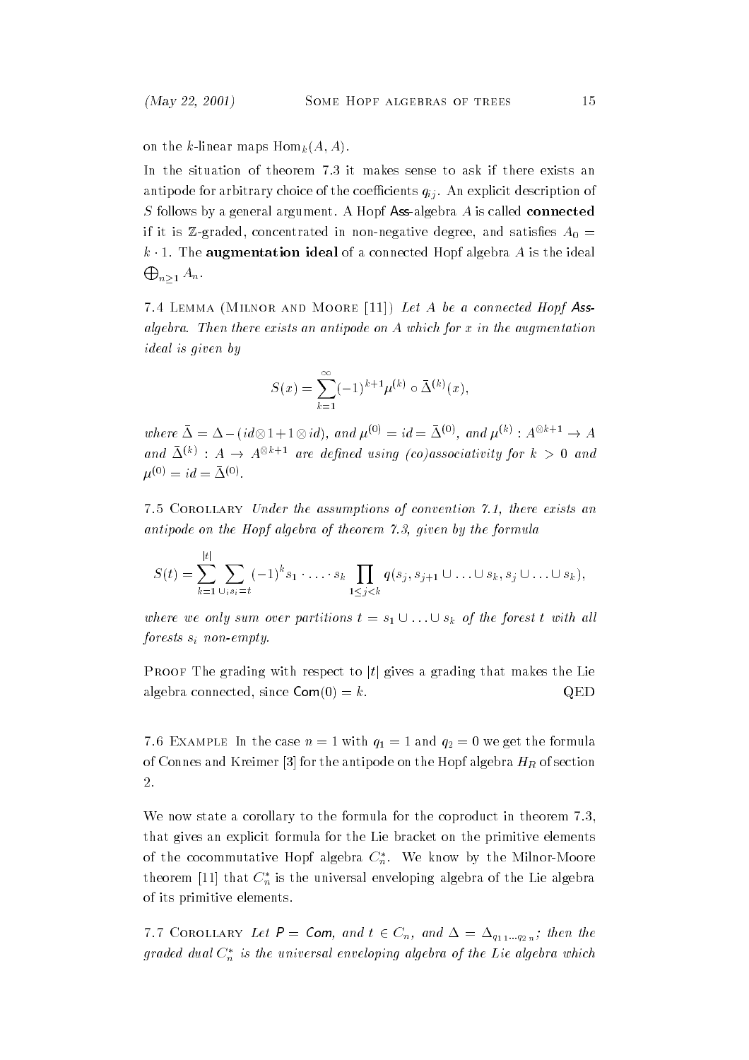on the $k$-linear maps $\mathrm{Hom}_k(A, A)$.

In the situation of theorem 7.3 it makes sense to ask if there exists an antipode for arbitrary choice of the coefficients $q_{ij}$. An explicit description of $S$ follows by a general argument. A Hopf $\mathsf{Ass}$-algebra $A$ is called **connected** if it is $\mathbb{Z}$-graded, concentrated in non-negative degree, and satisfies $A_0 = k \cdot 1$. The **augmentation ideal** of a connected Hopf algebra $A$ is the ideal $\bigoplus_{n \geq 1} A_n$.

7.4 Lemma (Milnor and Moore [11]) *Let $A$ be a connected Hopf $\mathsf{Ass}$-algebra. Then there exists an antipode on $A$ which for $x$ in the augmentation ideal is given by*

$$S(x) = \sum_{k=1}^{\infty} (-1)^{k+1} \mu^{(k)} \circ \bar{\Delta}^{(k)}(x),$$

*where $\bar{\Delta} = \Delta - (id \otimes 1 + 1 \otimes id)$, and $\mu^{(0)} = id = \bar{\Delta}^{(0)}$, and $\mu^{(k)} : A^{\otimes k+1} \to A$ and $\bar{\Delta}^{(k)} : A \to A^{\otimes k+1}$ are defined using (co)associativity for $k > 0$ and $\mu^{(0)} = id = \bar{\Delta}^{(0)}$.*

7.5 Corollary *Under the assumptions of convention 7.1, there exists an antipode on the Hopf algebra of theorem 7.3, given by the formula*

$$S(t) = \sum_{k=1}^{|t|} \sum_{\cup_i s_i = t} (-1)^k s_1 \cdot \ldots \cdot s_k \prod_{1 \leq j < k} q(s_j, s_{j+1} \cup \ldots \cup s_k, s_j \cup \ldots \cup s_k),$$

*where we only sum over partitions $t = s_1 \cup \ldots \cup s_k$ of the forest $t$ with all forests $s_i$ non-empty.*

Proof The grading with respect to $|t|$ gives a grading that makes the Lie algebra connected, since $\mathsf{Com}(0) = k$. QED

7.6 Example In the case $n = 1$ with $q_1 = 1$ and $q_2 = 0$ we get the formula of Connes and Kreimer [3] for the antipode on the Hopf algebra $H_R$ of section 2.

We now state a corollary to the formula for the coproduct in theorem 7.3, that gives an explicit formula for the Lie bracket on the primitive elements of the cocommutative Hopf algebra $C_n^*$. We know by the Milnor-Moore theorem [11] that $C_n^*$ is the universal enveloping algebra of the Lie algebra of its primitive elements.

7.7 Corollary *Let $P = \mathsf{Com}$, and $t \in C_n$, and $\Delta = \Delta_{q_{1\,1} \ldots q_{2\,n}}$; then the graded dual $C_n^*$ is the universal enveloping algebra of the Lie algebra which*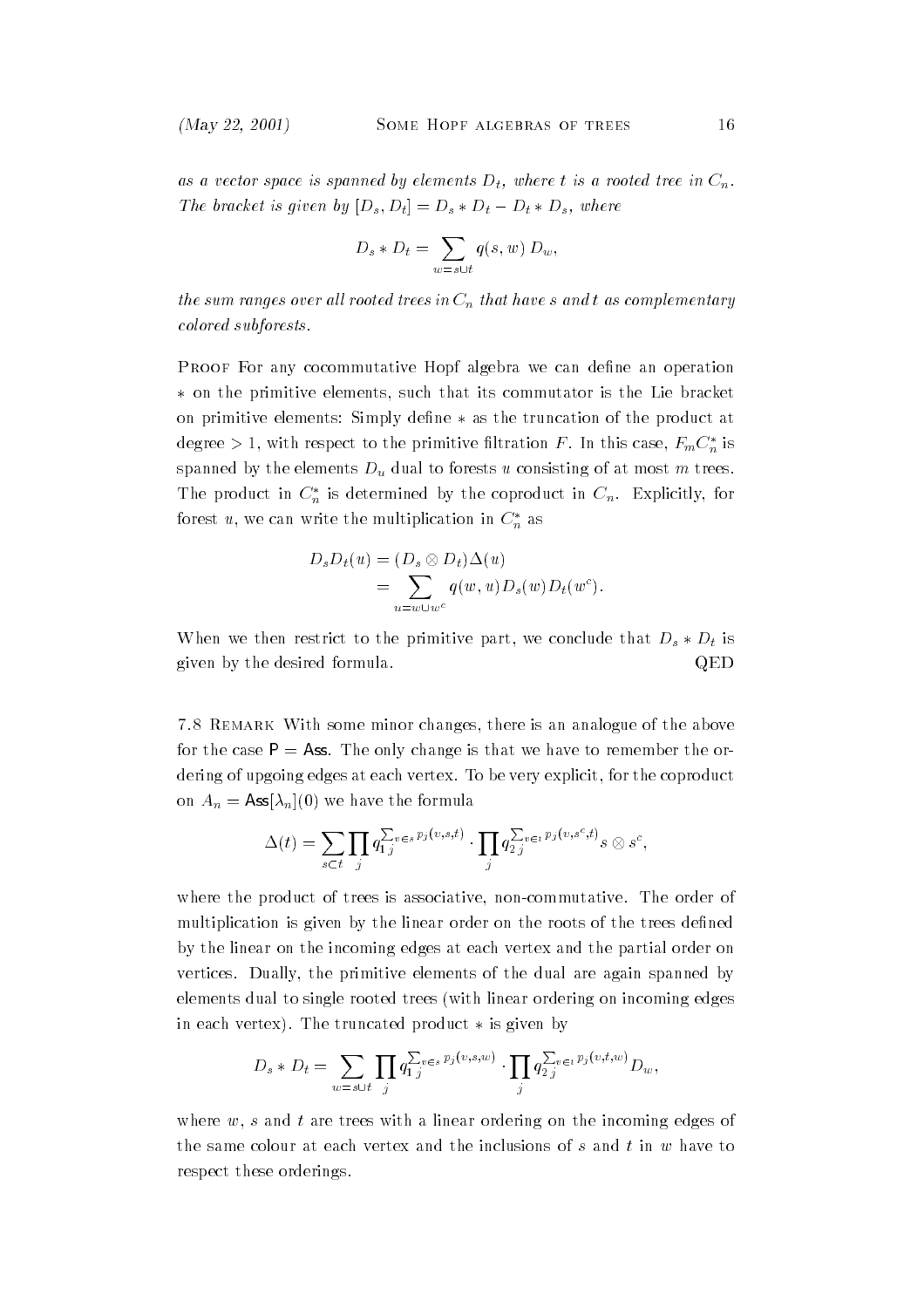*as a vector space is spanned by elements $D_t$, where $t$ is a rooted tree in $C_n$. The bracket is given by $[D_s, D_t] = D_s * D_t - D_t * D_s$, where*

$$D_s * D_t = \sum_{w = s \sqcup t} q(s, w)\, D_w,$$

*the sum ranges over all rooted trees in $C_n$ that have $s$ and $t$ as complementary colored subforests.*

Proof For any cocommutative Hopf algebra we can define an operation $*$ on the primitive elements, such that its commutator is the Lie bracket on primitive elements: Simply define $*$ as the truncation of the product at degree $> 1$, with respect to the primitive filtration $F$. In this case, $F_m C_n^*$ is spanned by the elements $D_u$ dual to forests $u$ consisting of at most $m$ trees. The product in $C_n^*$ is determined by the coproduct in $C_n$. Explicitly, for forest $u$, we can write the multiplication in $C_n^*$ as

$$\begin{aligned} D_s D_t(u) &= (D_s \otimes D_t)\Delta(u) \\ &= \sum_{u = w \sqcup w^c} q(w, u) D_s(w) D_t(w^c). \end{aligned}$$

When we then restrict to the primitive part, we conclude that $D_s * D_t$ is given by the desired formula. QED

7.8 Remark With some minor changes, there is an analogue of the above for the case $\mathsf{P} = \mathsf{Ass}$. The only change is that we have to remember the ordering of upgoing edges at each vertex. To be very explicit, for the coproduct on $A_n = \mathsf{Ass}[\lambda_n](0)$ we have the formula

$$\Delta(t) = \sum_{s \subset t} \prod_j q_{1\,j}^{\sum_{v \in s} p_j(v,s,t)} \cdot \prod_j q_{2\,j}^{\sum_{v \in t} p_j(v,s^c,t)} s \otimes s^c,$$

where the product of trees is associative, non-commutative. The order of multiplication is given by the linear order on the roots of the trees defined by the linear on the incoming edges at each vertex and the partial order on vertices. Dually, the primitive elements of the dual are again spanned by elements dual to single rooted trees (with linear ordering on incoming edges in each vertex). The truncated product $*$ is given by

$$D_s * D_t = \sum_{w = s \sqcup t} \prod_j q_{1\,j}^{\sum_{v \in s} p_j(v,s,w)} \cdot \prod_j q_{2\,j}^{\sum_{v \in t} p_j(v,t,w)} D_w,$$

where $w$, $s$ and $t$ are trees with a linear ordering on the incoming edges of the same colour at each vertex and the inclusions of $s$ and $t$ in $w$ have to respect these orderings.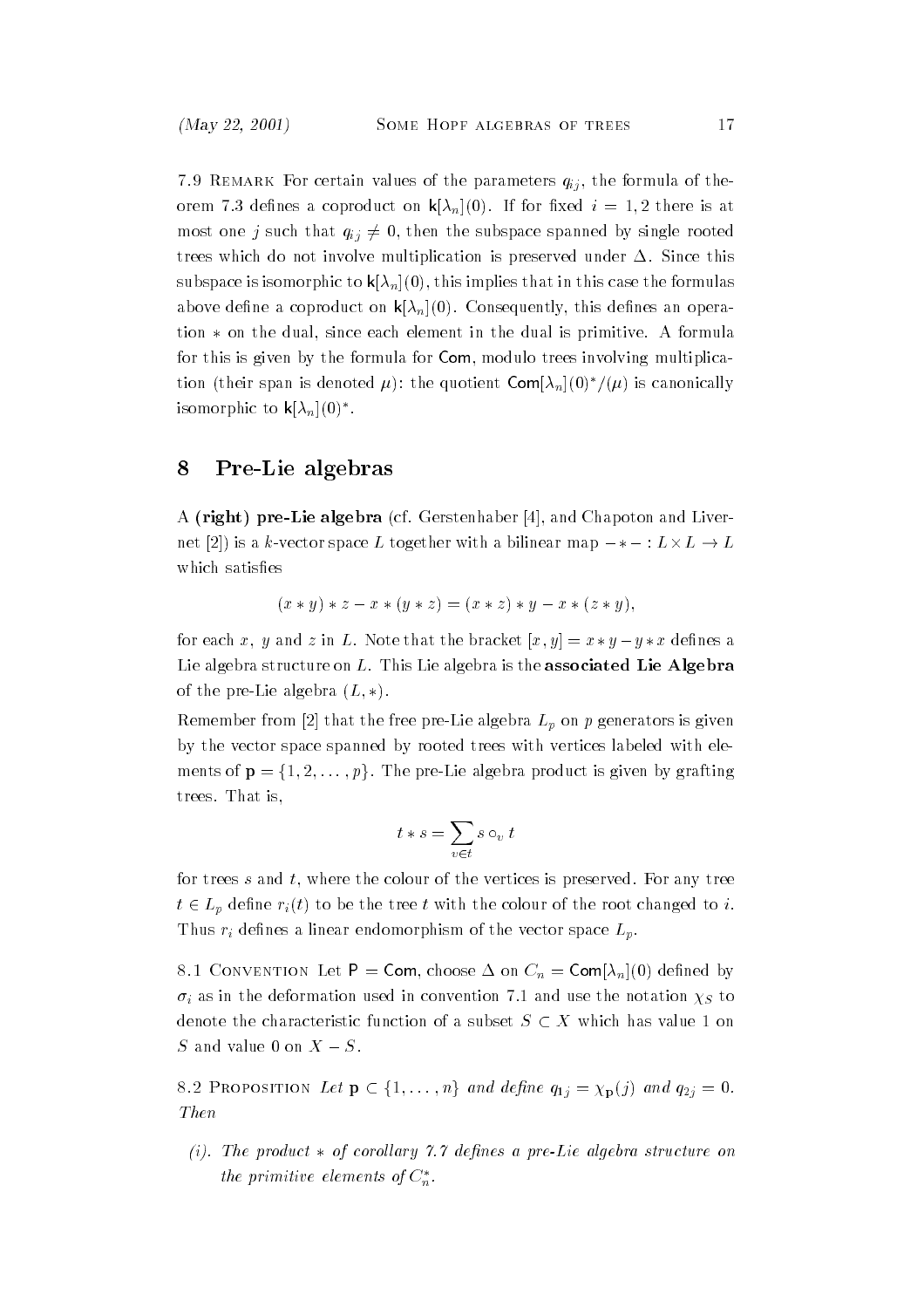7.9 Remark For certain values of the parameters $q_{ij}$, the formula of theorem 7.3 defines a coproduct on $\mathsf{k}[\lambda_n](0)$. If for fixed $i = 1, 2$ there is at most one $j$ such that $q_{ij} \neq 0$, then the subspace spanned by single rooted trees which do not involve multiplication is preserved under $\Delta$. Since this subspace is isomorphic to $\mathsf{k}[\lambda_n](0)$, this implies that in this case the formulas above define a coproduct on $\mathsf{k}[\lambda_n](0)$. Consequently, this defines an operation $*$ on the dual, since each element in the dual is primitive. A formula for this is given by the formula for $\mathsf{Com}$, modulo trees involving multiplication (their span is denoted $\mu$): the quotient $\mathsf{Com}[\lambda_n](0)^*/(\mu)$ is canonically isomorphic to $\mathsf{k}[\lambda_n](0)^*$.

## 8 Pre-Lie algebras

A **(right) pre-Lie algebra** (cf. Gerstenhaber [4], and Chapoton and Livernet [2]) is a $k$-vector space $L$ together with a bilinear map $-*- : L \times L \to L$ which satisfies

$$(x * y) * z - x * (y * z) = (x * z) * y - x * (z * y),$$

for each $x$, $y$ and $z$ in $L$. Note that the bracket $[x, y] = x * y - y * x$ defines a Lie algebra structure on $L$. This Lie algebra is the **associated Lie Algebra** of the pre-Lie algebra $(L, *)$.

Remember from [2] that the free pre-Lie algebra $L_p$ on $p$ generators is given by the vector space spanned by rooted trees with vertices labeled with elements of $\mathbf{p} = \{1, 2, \ldots, p\}$. The pre-Lie algebra product is given by grafting trees. That is,

$$t * s = \sum_{v \in t} s \circ_v t$$

for trees $s$ and $t$, where the colour of the vertices is preserved. For any tree $t \in L_p$ define $r_i(t)$ to be the tree $t$ with the colour of the root changed to $i$. Thus $r_i$ defines a linear endomorphism of the vector space $L_p$.

8.1 Convention Let $\mathsf{P} = \mathsf{Com}$, choose $\Delta$ on $C_n = \mathsf{Com}[\lambda_n](0)$ defined by $\sigma_i$ as in the deformation used in convention 7.1 and use the notation $\chi_S$ to denote the characteristic function of a subset $S \subset X$ which has value 1 on $S$ and value 0 on $X - S$.

8.2 Proposition *Let* $\mathbf{p} \subset \{1, \ldots, n\}$ *and define* $q_{1j} = \chi_{\mathbf{p}}(j)$ *and* $q_{2j} = 0$. *Then*

*(i). The product $*$ of corollary 7.7 defines a pre-Lie algebra structure on the primitive elements of $C_n^*$.*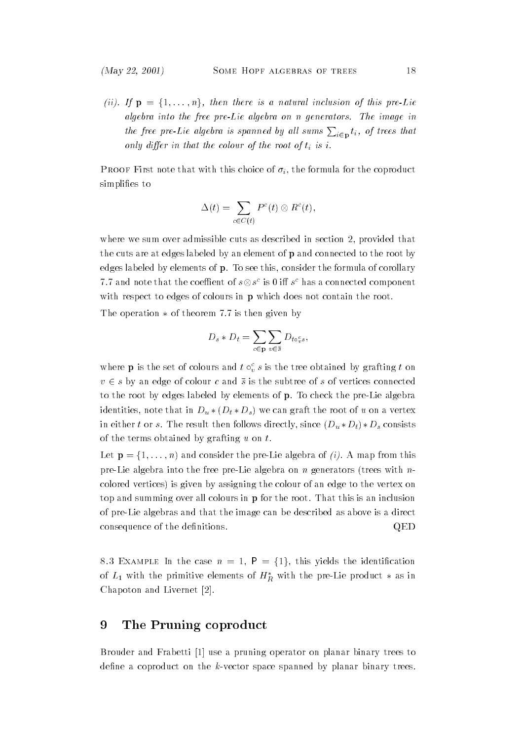*(ii).* *If* $\mathbf{p} = \{1, \ldots, n\}$*, then there is a natural inclusion of this pre-Lie algebra into the free pre-Lie algebra on* $n$ *generators. The image in the free pre-Lie algebra is spanned by all sums* $\sum_{i \in \mathbf{p}} t_i$*, of trees that only differ in that the colour of the root of* $t_i$ *is* $i$*.*

PROOF First note that with this choice of $\sigma_i$, the formula for the coproduct simplifies to

$$\Delta(t) = \sum_{c \in C(t)} P^c(t) \otimes R^c(t),$$

where we sum over admissible cuts as described in section 2, provided that the cuts are at edges labeled by an element of $\mathbf{p}$ and connected to the root by edges labeled by elements of $\mathbf{p}$. To see this, consider the formula of corollary 7.7 and note that the coeffient of $s \otimes s^c$ is 0 iff $s^c$ has a connected component with respect to edges of colours in $\mathbf{p}$ which does not contain the root.

The operation $*$ of theorem 7.7 is then given by

$$D_s * D_t = \sum_{c \in \mathbf{p}} \sum_{v \in \bar{s}} D_{t \circ_v^c s},$$

where $\mathbf{p}$ is the set of colours and $t \circ_v^c s$ is the tree obtained by grafting $t$ on $v \in s$ by an edge of colour $c$ and $\bar{s}$ is the subtree of $s$ of vertices connected to the root by edges labeled by elements of $\mathbf{p}$. To check the pre-Lie algebra identities, note that in $D_u * (D_t * D_s)$ we can graft the root of $u$ on a vertex in either $t$ or $s$. The result then follows directly, since $(D_u * D_t) * D_s$ consists of the terms obtained by grafting $u$ on $t$.

Let $\mathbf{p} = \{1, \ldots, n)$ and consider the pre-Lie algebra of *(i)*. A map from this pre-Lie algebra into the free pre-Lie algebra on $n$ generators (trees with $n$-colored vertices) is given by assigning the colour of an edge to the vertex on top and summing over all colours in $\mathbf{p}$ for the root. That this is an inclusion of pre-Lie algebras and that the image can be described as above is a direct consequence of the definitions. QED

8.3 EXAMPLE In the case $n = 1$, $\mathsf{P} = \{1\}$, this yields the identification of $L_1$ with the primitive elements of $H_R^*$ with the pre-Lie product $*$ as in Chapoton and Livernet [2].

## 9 The Pruning coproduct

Brouder and Frabetti [1] use a pruning operator on planar binary trees to define a coproduct on the $k$-vector space spanned by planar binary trees.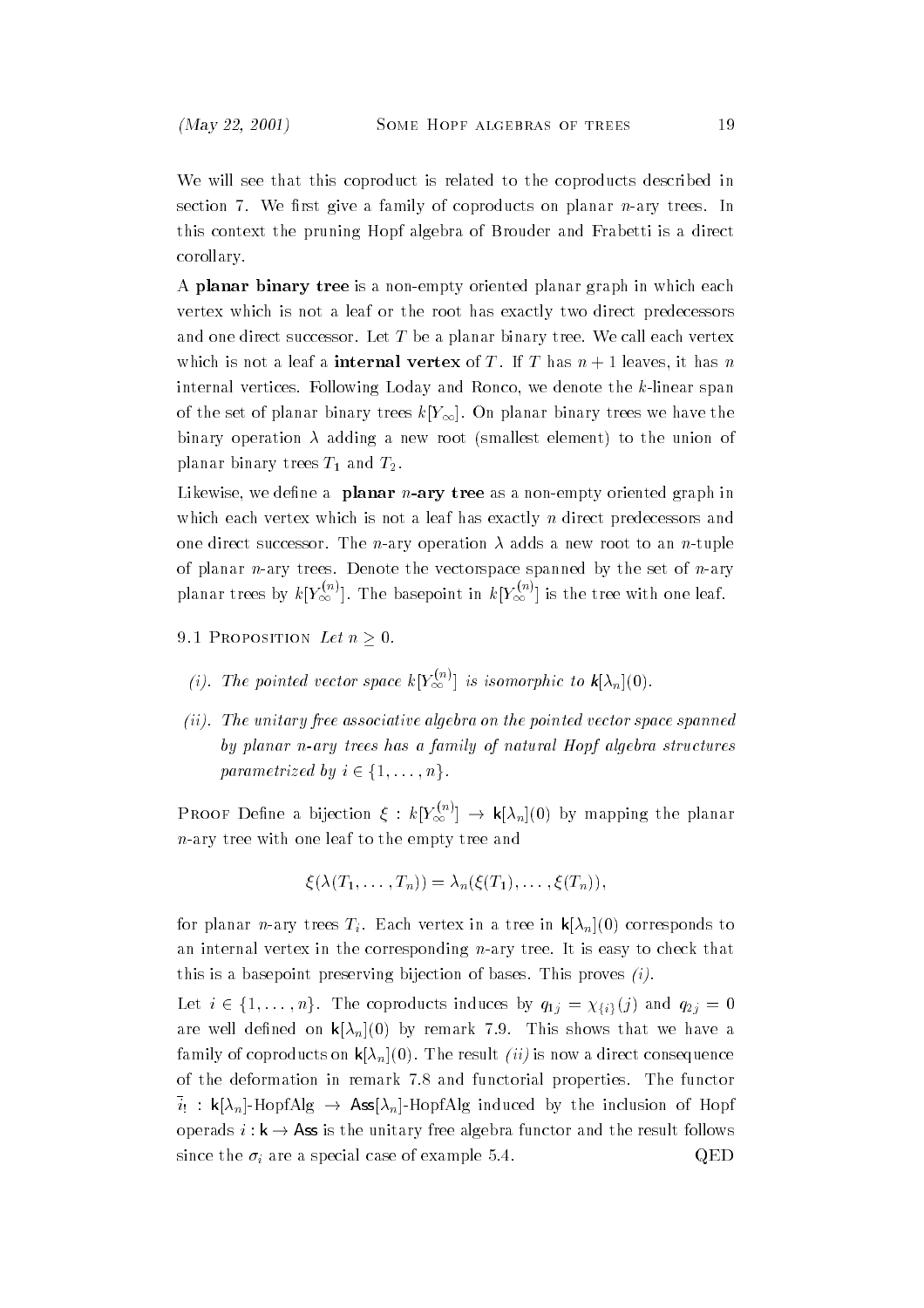We will see that this coproduct is related to the coproducts described in section 7. We first give a family of coproducts on planar $n$-ary trees. In this context the pruning Hopf algebra of Brouder and Frabetti is a direct corollary.

A **planar binary tree** is a non-empty oriented planar graph in which each vertex which is not a leaf or the root has exactly two direct predecessors and one direct successor. Let $T$ be a planar binary tree. We call each vertex which is not a leaf a **internal vertex** of $T$. If $T$ has $n+1$ leaves, it has $n$ internal vertices. Following Loday and Ronco, we denote the $k$-linear span of the set of planar binary trees $k[Y_\infty]$. On planar binary trees we have the binary operation $\lambda$ adding a new root (smallest element) to the union of planar binary trees $T_1$ and $T_2$.

Likewise, we define a **planar $n$-ary tree** as a non-empty oriented graph in which each vertex which is not a leaf has exactly $n$ direct predecessors and one direct successor. The $n$-ary operation $\lambda$ adds a new root to an $n$-tuple of planar $n$-ary trees. Denote the vectorspace spanned by the set of $n$-ary planar trees by $k[Y_\infty^{(n)}]$. The basepoint in $k[Y_\infty^{(n)}]$ is the tree with one leaf.

9.1 PROPOSITION *Let $n \geq 0$.*

*(i). The pointed vector space $k[Y_\infty^{(n)}]$ is isomorphic to $\mathsf{k}[\lambda_n](0)$.*

*(ii). The unitary free associative algebra on the pointed vector space spanned by planar $n$-ary trees has a family of natural Hopf algebra structures parametrized by $i \in \{1, \ldots, n\}$.*

PROOF Define a bijection $\xi : k[Y_\infty^{(n)}] \to \mathsf{k}[\lambda_n](0)$ by mapping the planar $n$-ary tree with one leaf to the empty tree and

$$\xi(\lambda(T_1, \ldots, T_n)) = \lambda_n(\xi(T_1), \ldots, \xi(T_n)),$$

for planar $n$-ary trees $T_i$. Each vertex in a tree in $\mathsf{k}[\lambda_n](0)$ corresponds to an internal vertex in the corresponding $n$-ary tree. It is easy to check that this is a basepoint preserving bijection of bases. This proves *(i)*.

Let $i \in \{1, \ldots, n\}$. The coproducts induces by $q_{1j} = \chi_{\{i\}}(j)$ and $q_{2j} = 0$ are well defined on $\mathsf{k}[\lambda_n](0)$ by remark 7.9. This shows that we have a family of coproducts on $\mathsf{k}[\lambda_n](0)$. The result *(ii)* is now a direct consequence of the deformation in remark 7.8 and functorial properties. The functor $\bar{i}_! : \mathsf{k}[\lambda_n]\text{-HopfAlg} \to \mathsf{Ass}[\lambda_n]\text{-HopfAlg}$ induced by the inclusion of Hopf operads $i : \mathsf{k} \to \mathsf{Ass}$ is the unitary free algebra functor and the result follows since the $\sigma_i$ are a special case of example 5.4. QED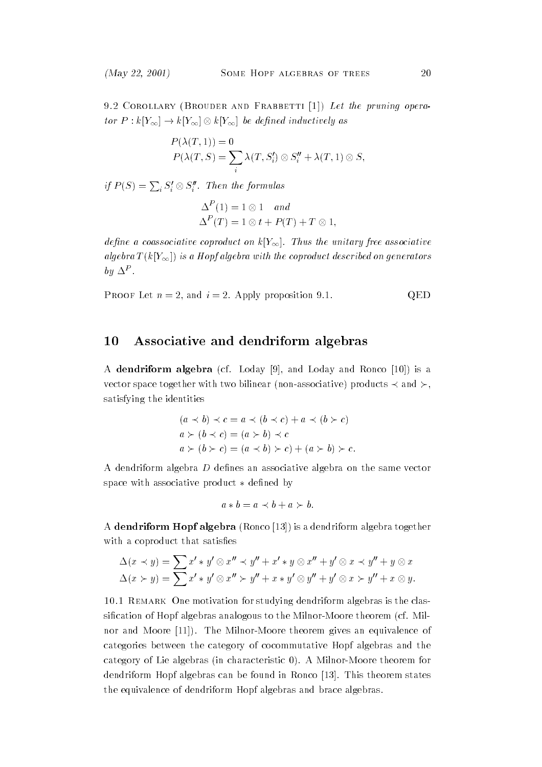9.2 Corollary (Brouder and Frabbetti [1]) *Let the pruning operator $P : k[Y_\infty] \to k[Y_\infty] \otimes k[Y_\infty]$ be defined inductively as*

$$P(\lambda(T,1)) = 0$$
$$P(\lambda(T,S) = \sum_i \lambda(T,S_i') \otimes S_i'' + \lambda(T,1) \otimes S,$$

*if $P(S) = \sum_i S_i' \otimes S_i''$. Then the formulas*

$$\Delta^P(1) = 1 \otimes 1 \quad \text{and}$$
$$\Delta^P(T) = 1 \otimes t + P(T) + T \otimes 1,$$

*define a coassociative coproduct on $k[Y_\infty]$. Thus the unitary free associative algebra $T(k[Y_\infty])$ is a Hopf algebra with the coproduct described on generators by $\Delta^P$.*

Proof Let $n = 2$, and $i = 2$. Apply proposition 9.1. QED

## 10 Associative and dendriform algebras

A **dendriform algebra** (cf. Loday [9], and Loday and Ronco [10]) is a vector space together with two bilinear (non-associative) products $\prec$ and $\succ$, satisfying the identities

$$(a \prec b) \prec c = a \prec (b \prec c) + a \prec (b \succ c)$$
$$a \succ (b \prec c) = (a \succ b) \prec c$$
$$a \succ (b \succ c) = (a \prec b) \succ c) + (a \succ b) \succ c.$$

A dendriform algebra $D$ defines an associative algebra on the same vector space with associative product $*$ defined by

$$a * b = a \prec b + a \succ b.$$

A **dendriform Hopf algebra** (Ronco [13]) is a dendriform algebra together with a coproduct that satisfies

$$\Delta(x \prec y) = \sum x' * y' \otimes x'' \prec y'' + x' * y \otimes x'' + y' \otimes x \prec y'' + y \otimes x$$
$$\Delta(x \succ y) = \sum x' * y' \otimes x'' \succ y'' + x * y' \otimes y'' + y' \otimes x \succ y'' + x \otimes y.$$

10.1 Remark One motivation for studying dendriform algebras is the classification of Hopf algebras analogous to the Milnor-Moore theorem (cf. Milnor and Moore [11]). The Milnor-Moore theorem gives an equivalence of categories between the category of cocommutative Hopf algebras and the category of Lie algebras (in characteristic 0). A Milnor-Moore theorem for dendriform Hopf algebras can be found in Ronco [13]. This theorem states the equivalence of dendriform Hopf algebras and brace algebras.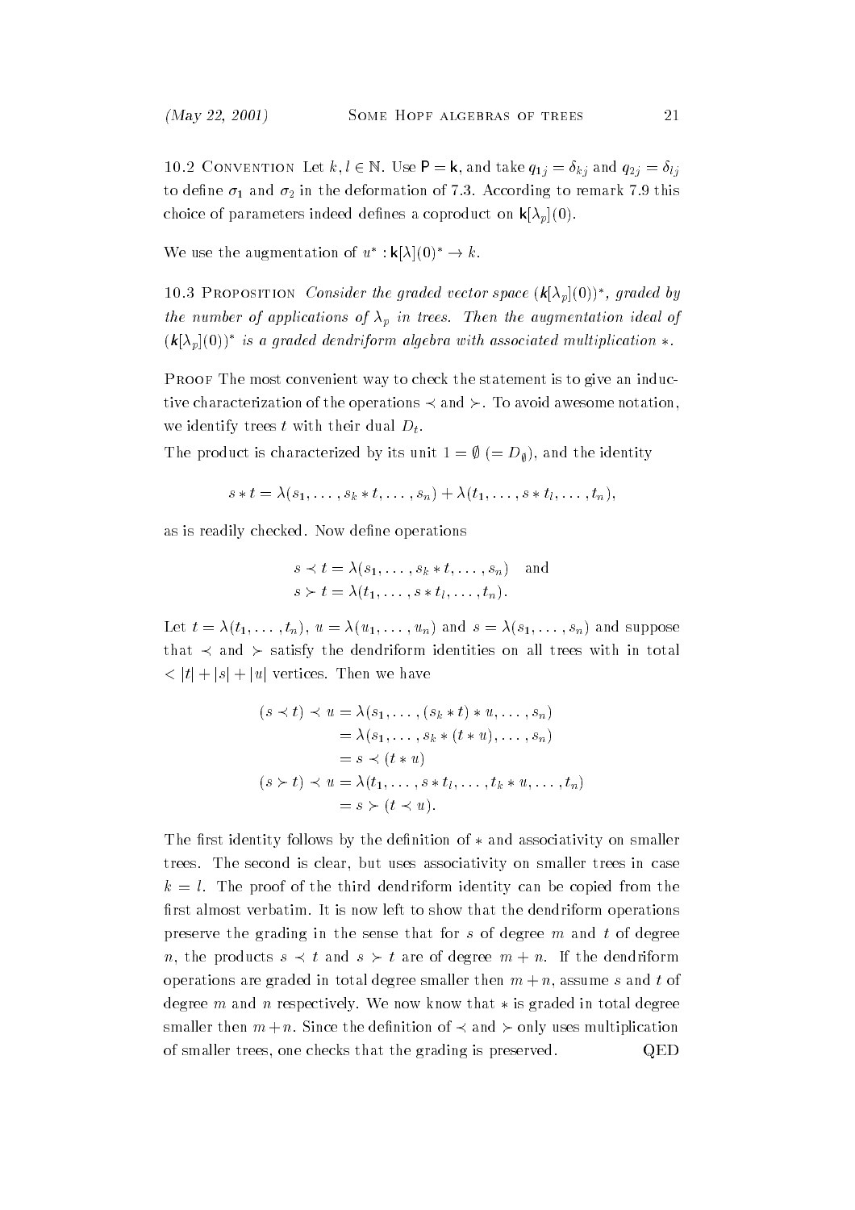**10.2 Convention** Let $k, l \in \mathbb{N}$. Use $\mathsf{P} = \mathsf{k}$, and take $q_{1j} = \delta_{kj}$ and $q_{2j} = \delta_{lj}$ to define $\sigma_1$ and $\sigma_2$ in the deformation of 7.3. According to remark 7.9 this choice of parameters indeed defines a coproduct on $\mathsf{k}[\lambda_p](0)$.

We use the augmentation of $u^* : \mathsf{k}[\lambda](0)^* \to k$.

**10.3 Proposition** *Consider the graded vector space $(\mathsf{k}[\lambda_p](0))^*$, graded by the number of applications of $\lambda_p$ in trees. Then the augmentation ideal of $(\mathsf{k}[\lambda_p](0))^*$ is a graded dendriform algebra with associated multiplication $*$.*

Proof The most convenient way to check the statement is to give an inductive characterization of the operations $\prec$ and $\succ$. To avoid awesome notation, we identify trees $t$ with their dual $D_t$.

The product is characterized by its unit $1 = \emptyset$ $(= D_\emptyset)$, and the identity

$$s * t = \lambda(s_1, \ldots, s_k * t, \ldots, s_n) + \lambda(t_1, \ldots, s * t_l, \ldots, t_n),$$

as is readily checked. Now define operations

$$s \prec t = \lambda(s_1, \ldots, s_k * t, \ldots, s_n) \quad \text{and}$$
$$s \succ t = \lambda(t_1, \ldots, s * t_l, \ldots, t_n).$$

Let $t = \lambda(t_1, \ldots, t_n)$, $u = \lambda(u_1, \ldots, u_n)$ and $s = \lambda(s_1, \ldots, s_n)$ and suppose that $\prec$ and $\succ$ satisfy the dendriform identities on all trees with in total $< |t| + |s| + |u|$ vertices. Then we have

$$\begin{aligned}
(s \prec t) \prec u &= \lambda(s_1, \ldots, (s_k * t) * u, \ldots, s_n) \\
&= \lambda(s_1, \ldots, s_k * (t * u), \ldots, s_n) \\
&= s \prec (t * u) \\
(s \succ t) \prec u &= \lambda(t_1, \ldots, s * t_l, \ldots, t_k * u, \ldots, t_n) \\
&= s \succ (t \prec u).
\end{aligned}$$

The first identity follows by the definition of $*$ and associativity on smaller trees. The second is clear, but uses associativity on smaller trees in case $k = l$. The proof of the third dendriform identity can be copied from the first almost verbatim. It is now left to show that the dendriform operations preserve the grading in the sense that for $s$ of degree $m$ and $t$ of degree $n$, the products $s \prec t$ and $s \succ t$ are of degree $m + n$. If the dendriform operations are graded in total degree smaller then $m + n$, assume $s$ and $t$ of degree $m$ and $n$ respectively. We now know that $*$ is graded in total degree smaller then $m + n$. Since the definition of $\prec$ and $\succ$ only uses multiplication of smaller trees, one checks that the grading is preserved. QED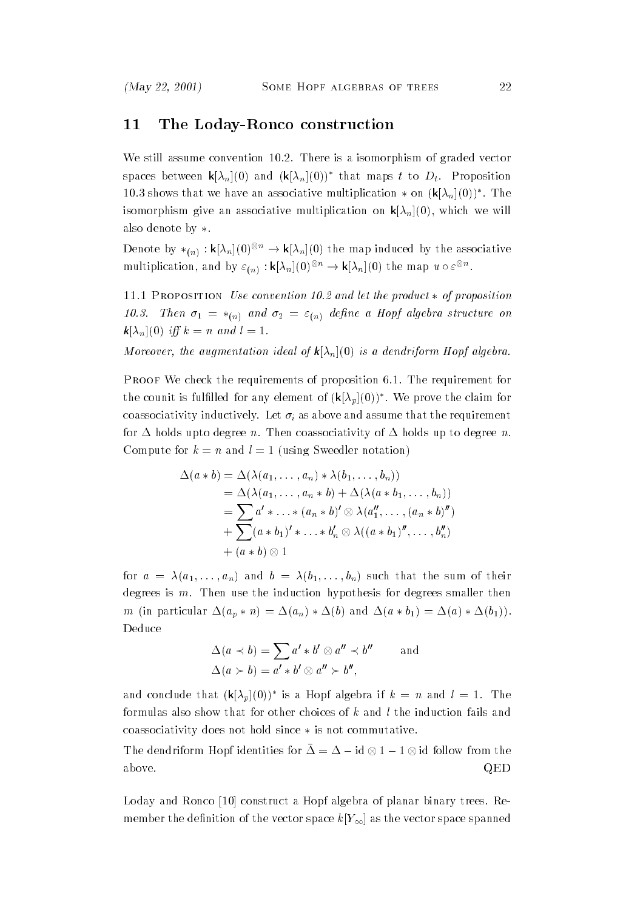## 11 The Loday-Ronco construction

We still assume convention 10.2. There is a isomorphism of graded vector spaces between $\mathsf{k}[\lambda_n](0)$ and $(\mathsf{k}[\lambda_n](0))^*$ that maps $t$ to $D_t$. Proposition 10.3 shows that we have an associative multiplication $*$ on $(\mathsf{k}[\lambda_n](0))^*$. The isomorphism give an associative multiplication on $\mathsf{k}[\lambda_n](0)$, which we will also denote by $*$.

Denote by $*_{(n)} : \mathsf{k}[\lambda_n](0)^{\otimes n} \to \mathsf{k}[\lambda_n](0)$ the map induced by the associative multiplication, and by $\varepsilon_{(n)} : \mathsf{k}[\lambda_n](0)^{\otimes n} \to \mathsf{k}[\lambda_n](0)$ the map $u \circ \varepsilon^{\otimes n}$.

11.1 Proposition *Use convention 10.2 and let the product $*$ of proposition 10.3. Then $\sigma_1 = *_{(n)}$ and $\sigma_2 = \varepsilon_{(n)}$ define a Hopf algebra structure on $\mathsf{k}[\lambda_n](0)$ iff $k = n$ and $l = 1$.*

*Moreover, the augmentation ideal of $\mathsf{k}[\lambda_n](0)$ is a dendriform Hopf algebra.*

Proof We check the requirements of proposition 6.1. The requirement for the counit is fulfilled for any element of $(\mathsf{k}[\lambda_p](0))^*$. We prove the claim for coassociativity inductively. Let $\sigma_i$ as above and assume that the requirement for $\Delta$ holds upto degree $n$. Then coassociativity of $\Delta$ holds up to degree $n$. Compute for $k = n$ and $l = 1$ (using Sweedler notation)

$$\begin{aligned}
\Delta(a * b) &= \Delta(\lambda(a_1, \ldots, a_n) * \lambda(b_1, \ldots, b_n)) \\
&= \Delta(\lambda(a_1, \ldots, a_n * b) + \Delta(\lambda(a * b_1, \ldots, b_n)) \\
&= \sum a' * \ldots * (a_n * b)' \otimes \lambda(a_1'', \ldots, (a_n * b)'') \\
&\quad + \sum (a * b_1)' * \ldots * b_n' \otimes \lambda((a * b_1)'', \ldots, b_n'') \\
&\quad + (a * b) \otimes 1
\end{aligned}$$

for $a = \lambda(a_1, \ldots, a_n)$ and $b = \lambda(b_1, \ldots, b_n)$ such that the sum of their degrees is $m$. Then use the induction hypothesis for degrees smaller then $m$ (in particular $\Delta(a_p * n) = \Delta(a_n) * \Delta(b)$ and $\Delta(a * b_1) = \Delta(a) * \Delta(b_1)$). Deduce

$$\begin{aligned}
\Delta(a \prec b) &= \sum a' * b' \otimes a'' \prec b'' \qquad \text{and} \\
\Delta(a \succ b) &= a' * b' \otimes a'' \succ b'',
\end{aligned}$$

and conclude that $(\mathsf{k}[\lambda_p](0))^*$ is a Hopf algebra if $k = n$ and $l = 1$. The formulas also show that for other choices of $k$ and $l$ the induction fails and coassociativity does not hold since $*$ is not commutative.

The dendriform Hopf identities for $\bar{\Delta} = \Delta - \mathrm{id} \otimes 1 - 1 \otimes \mathrm{id}$ follow from the above. QED

Loday and Ronco [10] construct a Hopf algebra of planar binary trees. Remember the definition of the vector space $k[Y_\infty]$ as the vector space spanned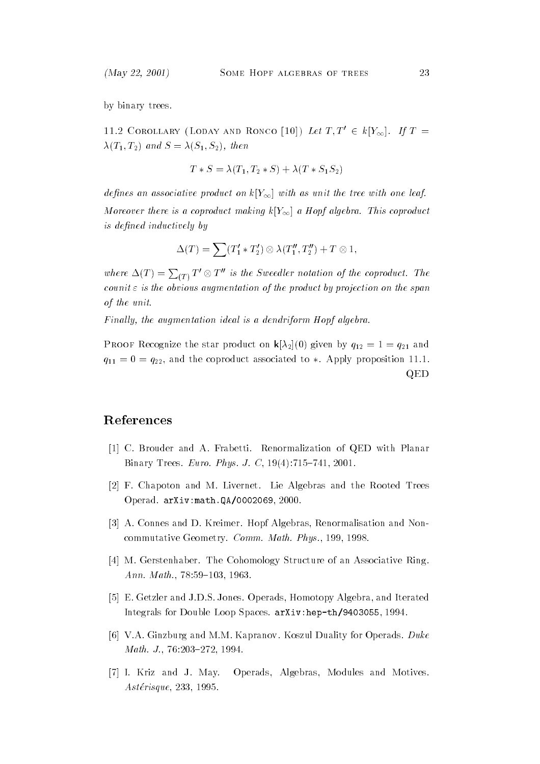by binary trees.

11.2 Corollary (Loday and Ronco [10]) *Let $T, T' \in k[Y_\infty]$. If $T = \lambda(T_1, T_2)$ and $S = \lambda(S_1, S_2)$, then*

$$T * S = \lambda(T_1, T_2 * S) + \lambda(T * S_1 S_2)$$

*defines an associative product on $k[Y_\infty]$ with as unit the tree with one leaf.*

*Moreover there is a coproduct making $k[Y_\infty]$ a Hopf algebra. This coproduct is defined inductively by*

$$\Delta(T) = \sum (T_1' * T_2') \otimes \lambda(T_1'', T_2'') + T \otimes 1,$$

*where $\Delta(T) = \sum_{(T)} T' \otimes T''$ is the Sweedler notation of the coproduct. The counit $\varepsilon$ is the obvious augmentation of the product by projection on the span of the unit.*

*Finally, the augmentation ideal is a dendriform Hopf algebra.*

Proof Recognize the star product on $\mathbf{k}[\lambda_2](0)$ given by $q_{12} = 1 = q_{21}$ and $q_{11} = 0 = q_{22}$, and the coproduct associated to $*$. Apply proposition 11.1. QED

## References

[1] C. Brouder and A. Frabetti. Renormalization of QED with Planar Binary Trees. *Euro. Phys. J. C*, 19(4):715–741, 2001.

[2] F. Chapoton and M. Livernet. Lie Algebras and the Rooted Trees Operad. arXiv:math.QA/0002069, 2000.

[3] A. Connes and D. Kreimer. Hopf Algebras, Renormalisation and Noncommutative Geometry. *Comm. Math. Phys.*, 199, 1998.

[4] M. Gerstenhaber. The Cohomology Structure of an Associative Ring. *Ann. Math.*, 78:59–103, 1963.

[5] E. Getzler and J.D.S. Jones. Operads, Homotopy Algebra, and Iterated Integrals for Double Loop Spaces. arXiv:hep-th/9403055, 1994.

[6] V.A. Ginzburg and M.M. Kapranov. Koszul Duality for Operads. *Duke Math. J.*, 76:203–272, 1994.

[7] I. Kriz and J. May. Operads, Algebras, Modules and Motives. *Astérisque*, 233, 1995.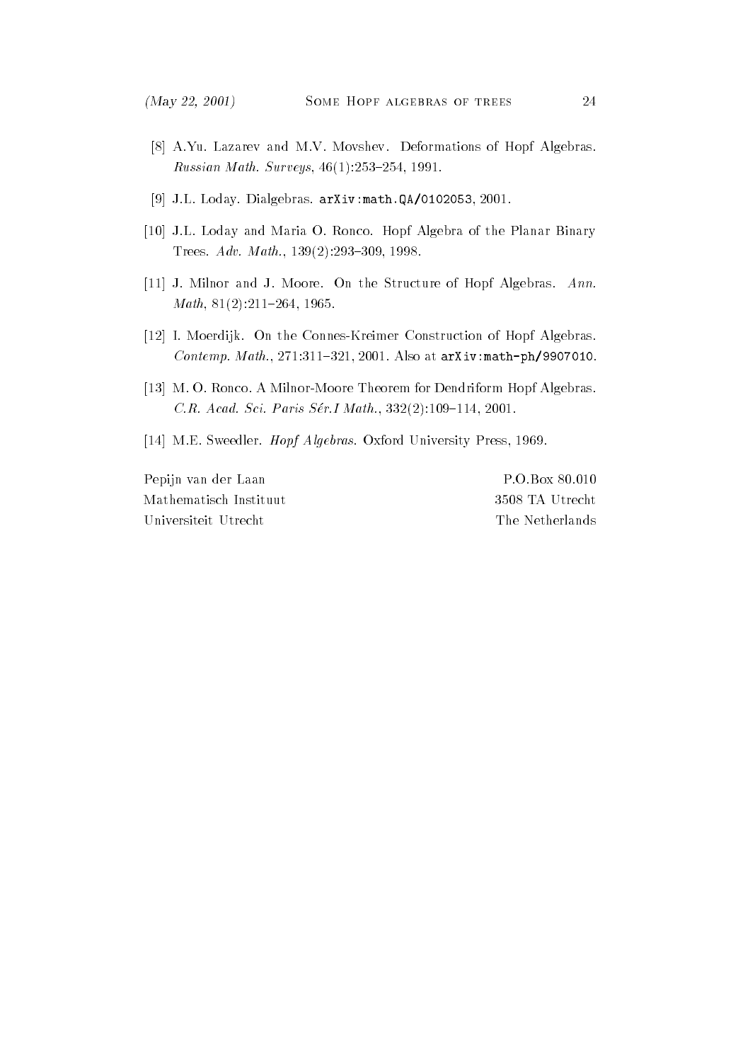[8] A.Yu. Lazarev and M.V. Movshev. Deformations of Hopf Algebras. *Russian Math. Surveys*, 46(1):253–254, 1991.

[9] J.L. Loday. Dialgebras. `arXiv:math.QA/0102053`, 2001.

[10] J.L. Loday and Maria O. Ronco. Hopf Algebra of the Planar Binary Trees. *Adv. Math.*, 139(2):293–309, 1998.

[11] J. Milnor and J. Moore. On the Structure of Hopf Algebras. *Ann. Math*, 81(2):211–264, 1965.

[12] I. Moerdijk. On the Connes-Kreimer Construction of Hopf Algebras. *Contemp. Math.*, 271:311–321, 2001. Also at `arXiv:math-ph/9907010`.

[13] M. O. Ronco. A Milnor-Moore Theorem for Dendriform Hopf Algebras. *C.R. Acad. Sci. Paris Sér.I Math.*, 332(2):109–114, 2001.

[14] M.E. Sweedler. *Hopf Algebras*. Oxford University Press, 1969.

Pepijn van der Laan
Mathematisch Instituut
Universiteit Utrecht

P.O.Box 80.010
3508 TA Utrecht
The Netherlands